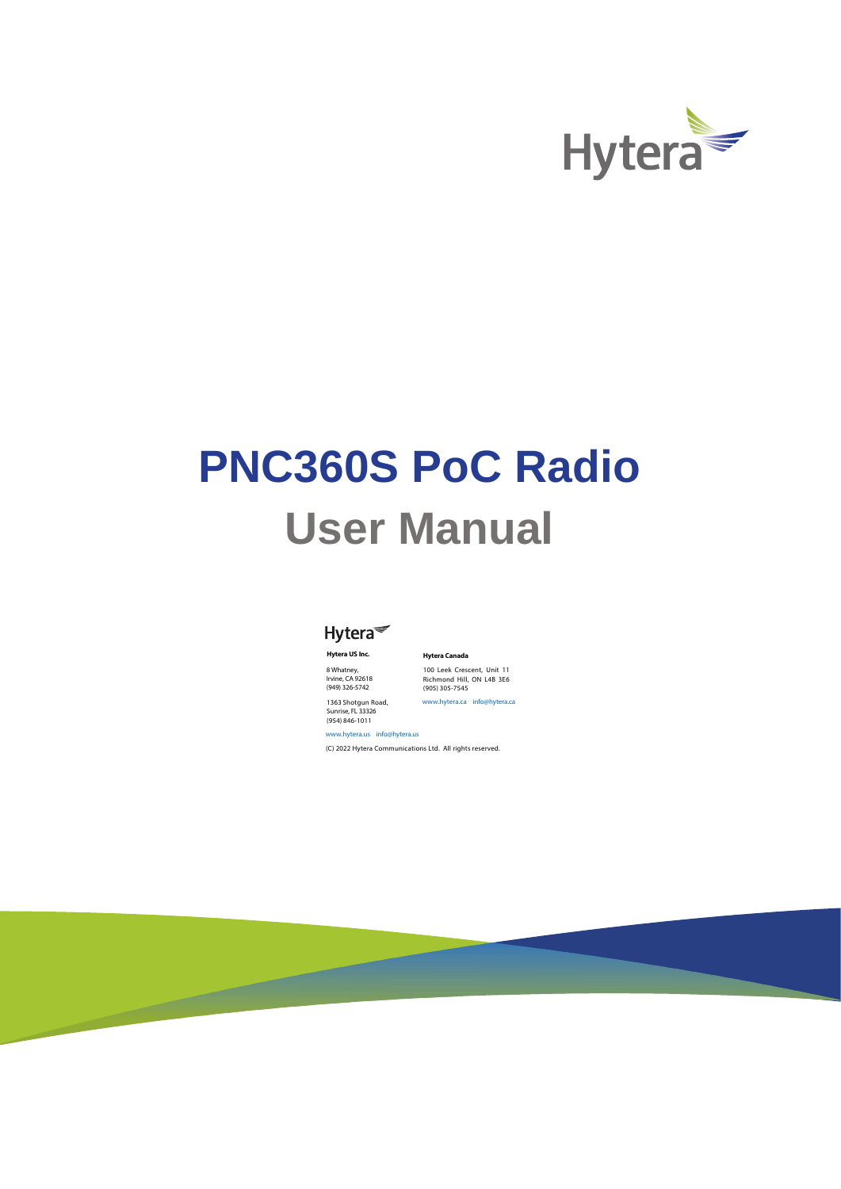# PNC360S PoC Radio

# User Manual

**Hytera US Inc.**

8 Whatney,
Irvine, CA 92618
(949) 326-5742

1363 Shotgun Road,
Sunrise, FL 33326
(954) 846-1011

www.hytera.us info@hytera.us

**Hytera Canada**

100 Leek Crescent, Unit 11
Richmond Hill, ON L4B 3E6
(905) 305-7545

www.hytera.ca info@hytera.ca

(C) 2022 Hytera Communications Ltd. All rights reserved.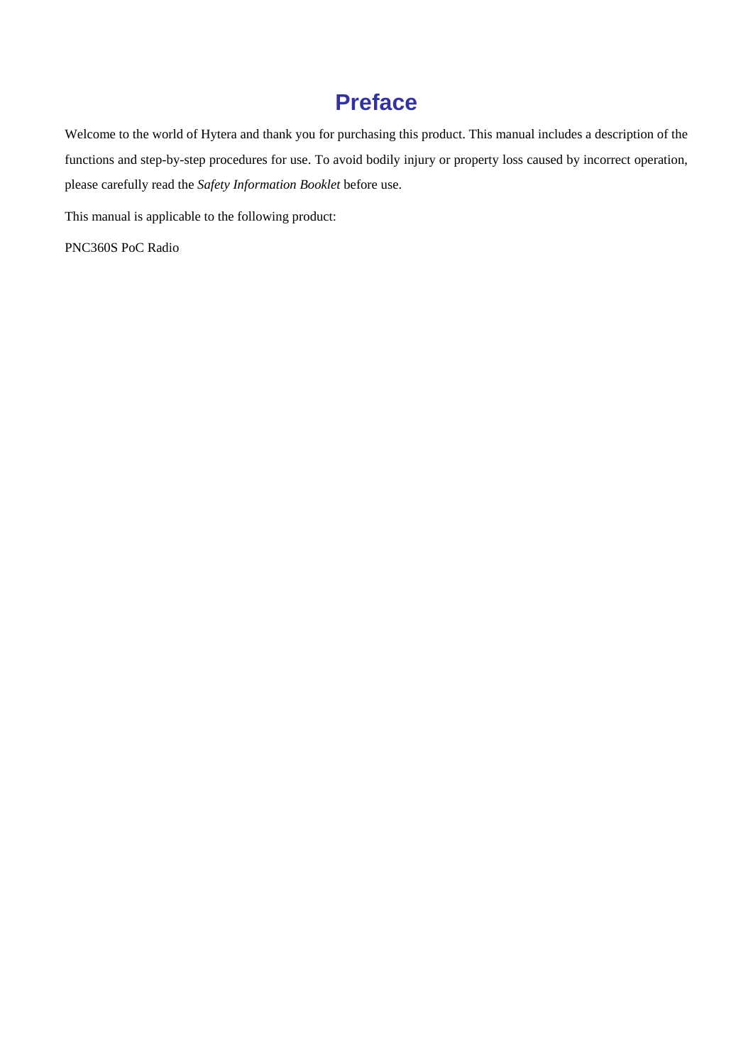# Preface

Welcome to the world of Hytera and thank you for purchasing this product. This manual includes a description of the functions and step-by-step procedures for use. To avoid bodily injury or property loss caused by incorrect operation, please carefully read the *Safety Information Booklet* before use.

This manual is applicable to the following product:

PNC360S PoC Radio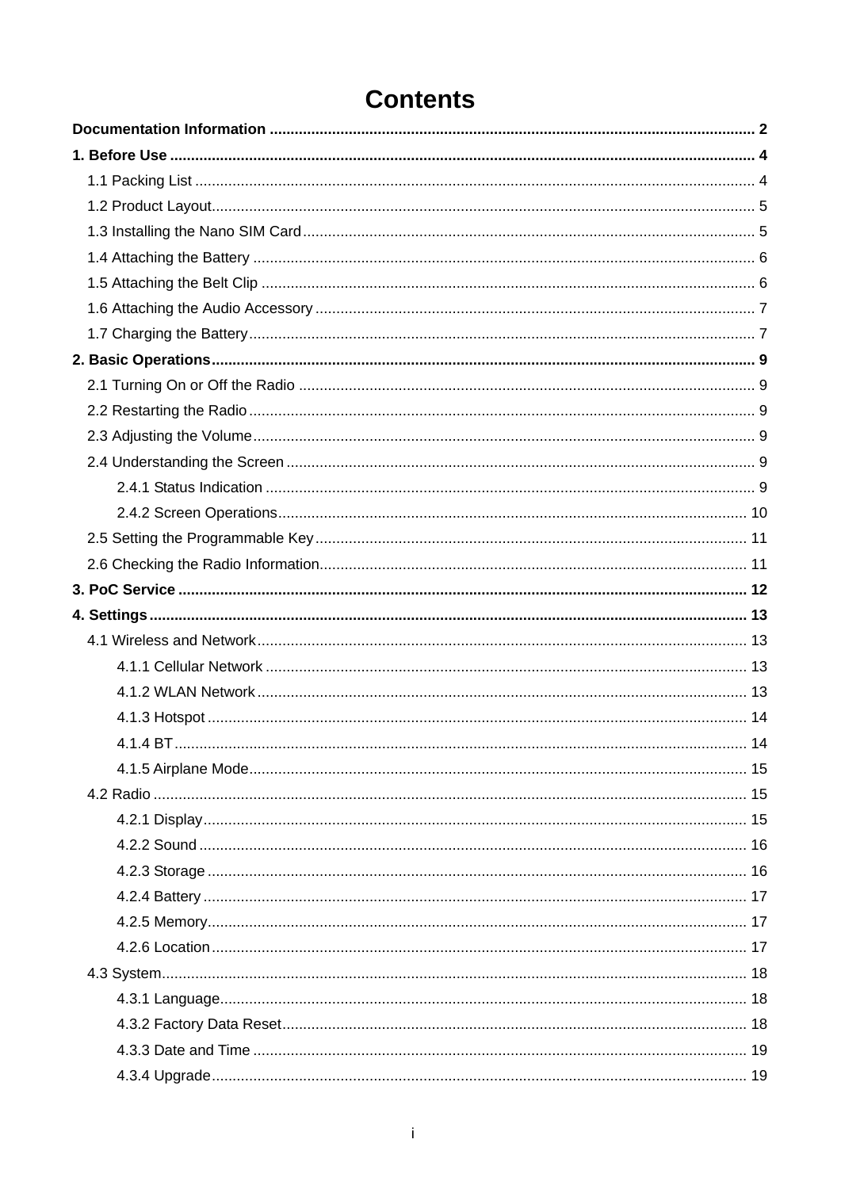# Contents

**Documentation Information** .... 2

**1. Before Use** .... 4

- 1.1 Packing List .... 4
- 1.2 Product Layout .... 5
- 1.3 Installing the Nano SIM Card .... 5
- 1.4 Attaching the Battery .... 6
- 1.5 Attaching the Belt Clip .... 6
- 1.6 Attaching the Audio Accessory .... 7
- 1.7 Charging the Battery .... 7

**2. Basic Operations** .... 9

- 2.1 Turning On or Off the Radio .... 9
- 2.2 Restarting the Radio .... 9
- 2.3 Adjusting the Volume .... 9
- 2.4 Understanding the Screen .... 9
  - 2.4.1 Status Indication .... 9
  - 2.4.2 Screen Operations .... 10
- 2.5 Setting the Programmable Key .... 11
- 2.6 Checking the Radio Information .... 11

**3. PoC Service** .... 12

**4. Settings** .... 13

- 4.1 Wireless and Network .... 13
  - 4.1.1 Cellular Network .... 13
  - 4.1.2 WLAN Network .... 13
  - 4.1.3 Hotspot .... 14
  - 4.1.4 BT .... 14
  - 4.1.5 Airplane Mode .... 15
- 4.2 Radio .... 15
  - 4.2.1 Display .... 15
  - 4.2.2 Sound .... 16
  - 4.2.3 Storage .... 16
  - 4.2.4 Battery .... 17
  - 4.2.5 Memory .... 17
  - 4.2.6 Location .... 17
- 4.3 System .... 18
  - 4.3.1 Language .... 18
  - 4.3.2 Factory Data Reset .... 18
  - 4.3.3 Date and Time .... 19
  - 4.3.4 Upgrade .... 19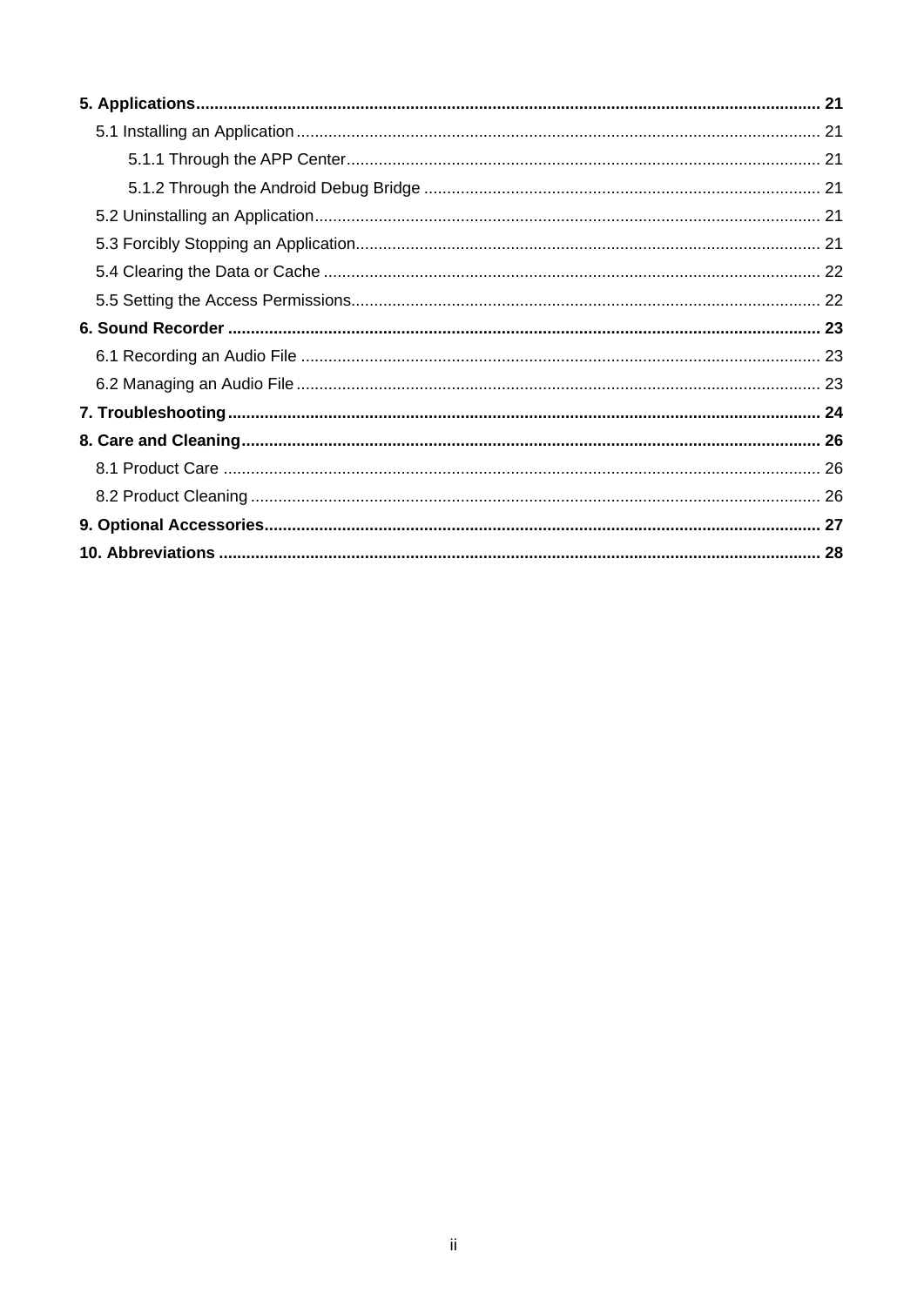**5. Applications........................................................................................................................................ 21**

5.1 Installing an Application ................................................................................................................. 21

5.1.1 Through the APP Center....................................................................................................... 21

5.1.2 Through the Android Debug Bridge ...................................................................................... 21

5.2 Uninstalling an Application.............................................................................................................. 21

5.3 Forcibly Stopping an Application..................................................................................................... 21

5.4 Clearing the Data or Cache ............................................................................................................ 22

5.5 Setting the Access Permissions...................................................................................................... 22

**6. Sound Recorder ................................................................................................................................ 23**

6.1 Recording an Audio File ................................................................................................................. 23

6.2 Managing an Audio File .................................................................................................................. 23

**7. Troubleshooting................................................................................................................................ 24**

**8. Care and Cleaning............................................................................................................................. 26**

8.1 Product Care .................................................................................................................................. 26

8.2 Product Cleaning ............................................................................................................................ 26

**9. Optional Accessories........................................................................................................................ 27**

**10. Abbreviations .................................................................................................................................. 28**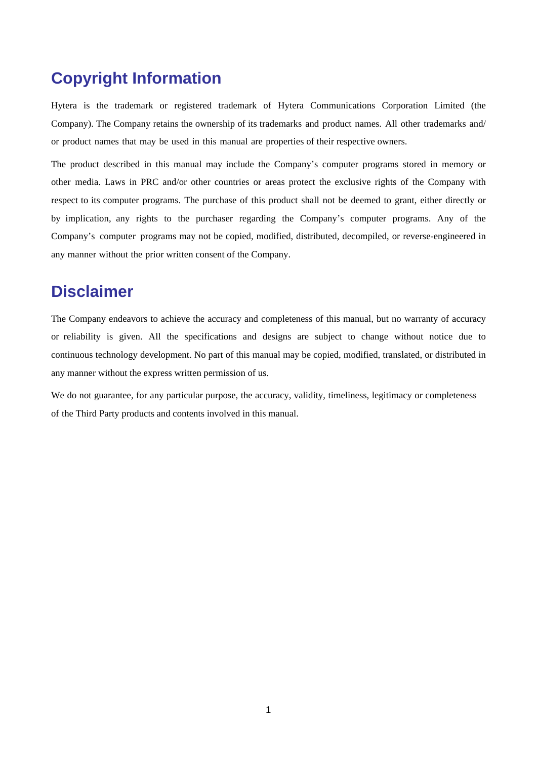## Copyright Information

Hytera is the trademark or registered trademark of Hytera Communications Corporation Limited (the Company). The Company retains the ownership of its trademarks and product names. All other trademarks and/ or product names that may be used in this manual are properties of their respective owners.

The product described in this manual may include the Company's computer programs stored in memory or other media. Laws in PRC and/or other countries or areas protect the exclusive rights of the Company with respect to its computer programs. The purchase of this product shall not be deemed to grant, either directly or by implication, any rights to the purchaser regarding the Company's computer programs. Any of the Company's computer programs may not be copied, modified, distributed, decompiled, or reverse-engineered in any manner without the prior written consent of the Company.

## Disclaimer

The Company endeavors to achieve the accuracy and completeness of this manual, but no warranty of accuracy or reliability is given. All the specifications and designs are subject to change without notice due to continuous technology development. No part of this manual may be copied, modified, translated, or distributed in any manner without the express written permission of us.

We do not guarantee, for any particular purpose, the accuracy, validity, timeliness, legitimacy or completeness of the Third Party products and contents involved in this manual.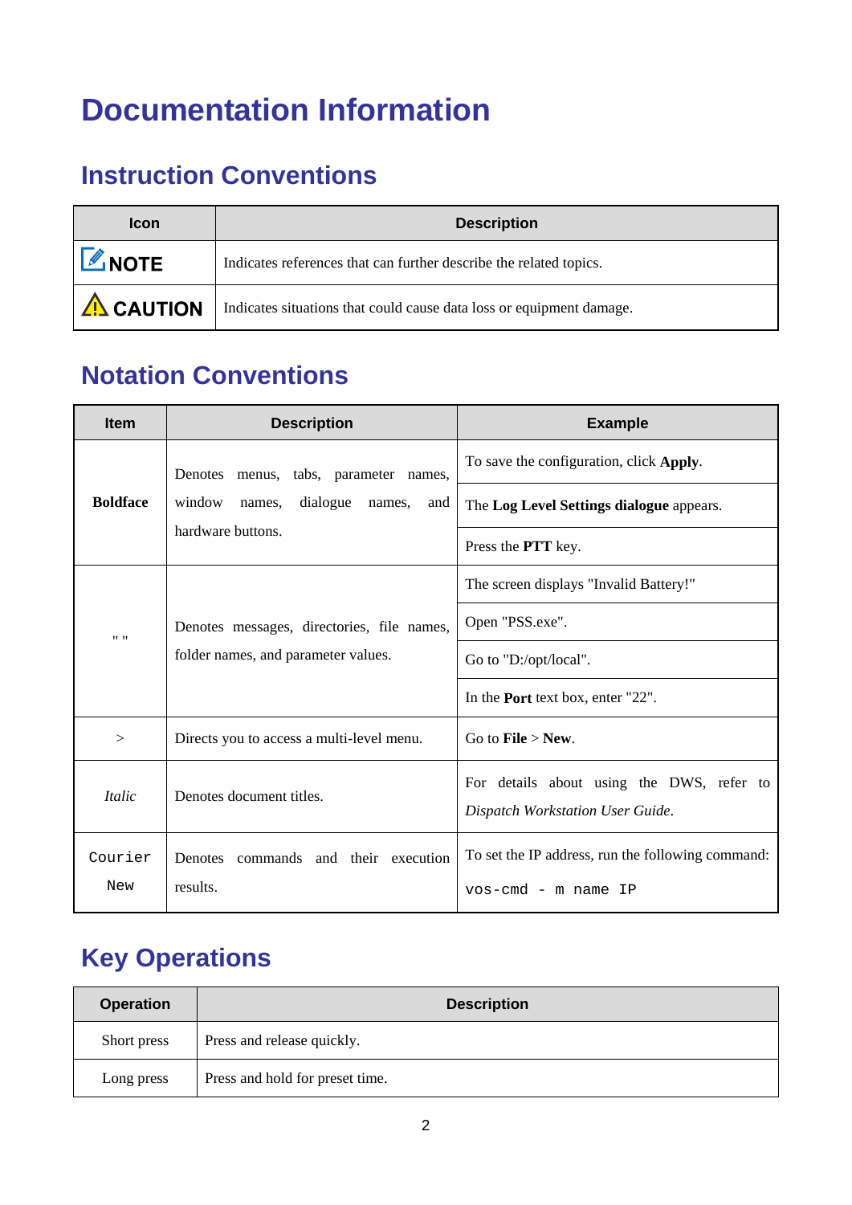# Documentation Information

## Instruction Conventions

| Icon | Description |
|---|---|
| NOTE | Indicates references that can further describe the related topics. |
| CAUTION | Indicates situations that could cause data loss or equipment damage. |

## Notation Conventions

| Item | Description | Example |
|---|---|---|
| **Boldface** | Denotes menus, tabs, parameter names, window names, dialogue names, and hardware buttons. | To save the configuration, click **Apply**. |
| | | The **Log Level Settings dialogue** appears. |
| | | Press the **PTT** key. |
| " " | Denotes messages, directories, file names, folder names, and parameter values. | The screen displays "Invalid Battery!" |
| | | Open "PSS.exe". |
| | | Go to "D:/opt/local". |
| | | In the **Port** text box, enter "22". |
| > | Directs you to access a multi-level menu. | Go to **File** > **New**. |
| *Italic* | Denotes document titles. | For details about using the DWS, refer to *Dispatch Workstation User Guide*. |
| `Courier New` | Denotes commands and their execution results. | To set the IP address, run the following command: `vos-cmd - m name IP` |

## Key Operations

| Operation | Description |
|---|---|
| Short press | Press and release quickly. |
| Long press | Press and hold for preset time. |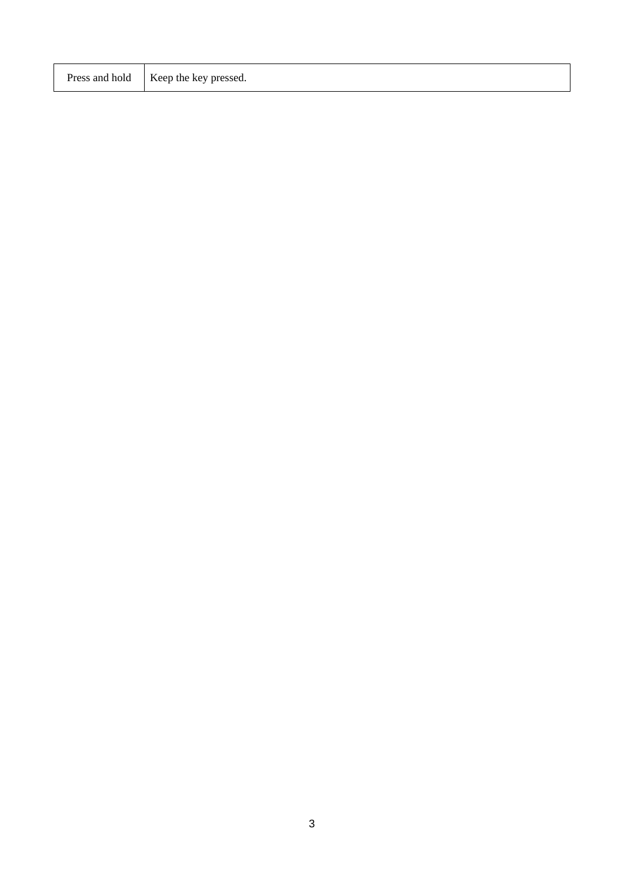| | |
|---|---|
| Press and hold | Keep the key pressed. |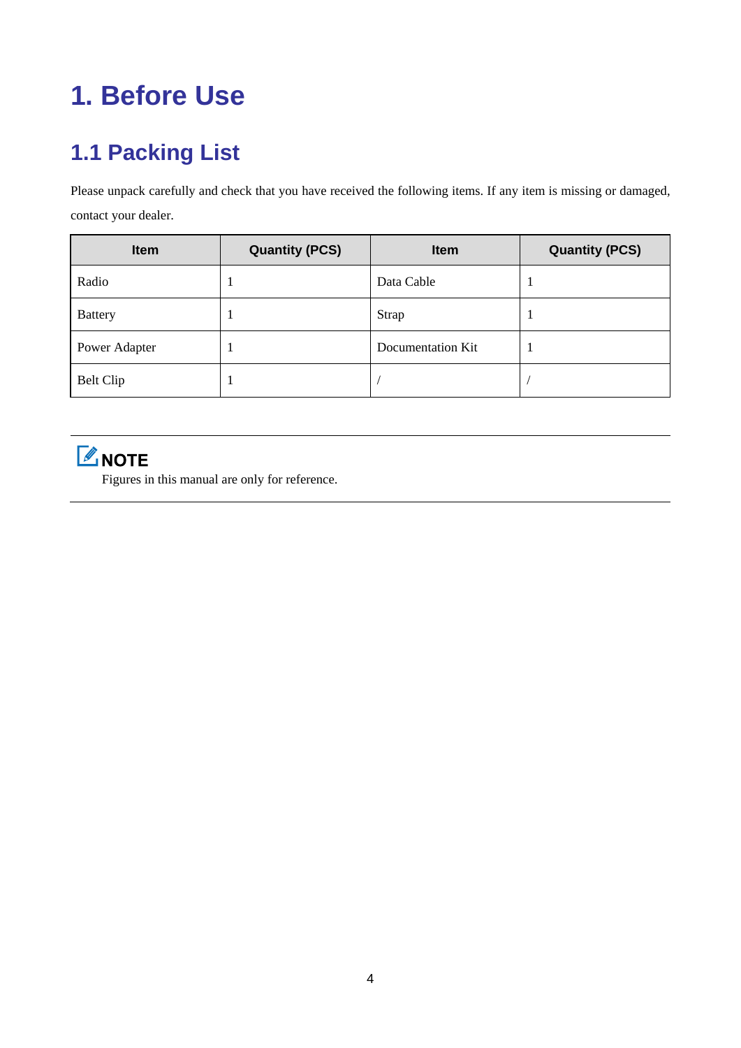# 1. Before Use

## 1.1 Packing List

Please unpack carefully and check that you have received the following items. If any item is missing or damaged, contact your dealer.

| Item | Quantity (PCS) | Item | Quantity (PCS) |
|---|---|---|---|
| Radio | 1 | Data Cable | 1 |
| Battery | 1 | Strap | 1 |
| Power Adapter | 1 | Documentation Kit | 1 |
| Belt Clip | 1 | / | / |

---

**NOTE**

Figures in this manual are only for reference.

---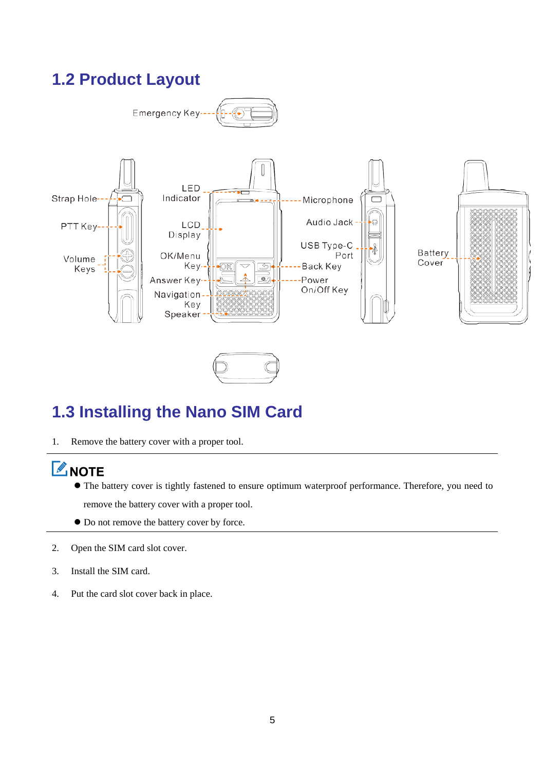## 1.2 Product Layout

## 1.3 Installing the Nano SIM Card

1. Remove the battery cover with a proper tool.

---

**NOTE**

- The battery cover is tightly fastened to ensure optimum waterproof performance. Therefore, you need to remove the battery cover with a proper tool.
- Do not remove the battery cover by force.

---

2. Open the SIM card slot cover.
3. Install the SIM card.
4. Put the card slot cover back in place.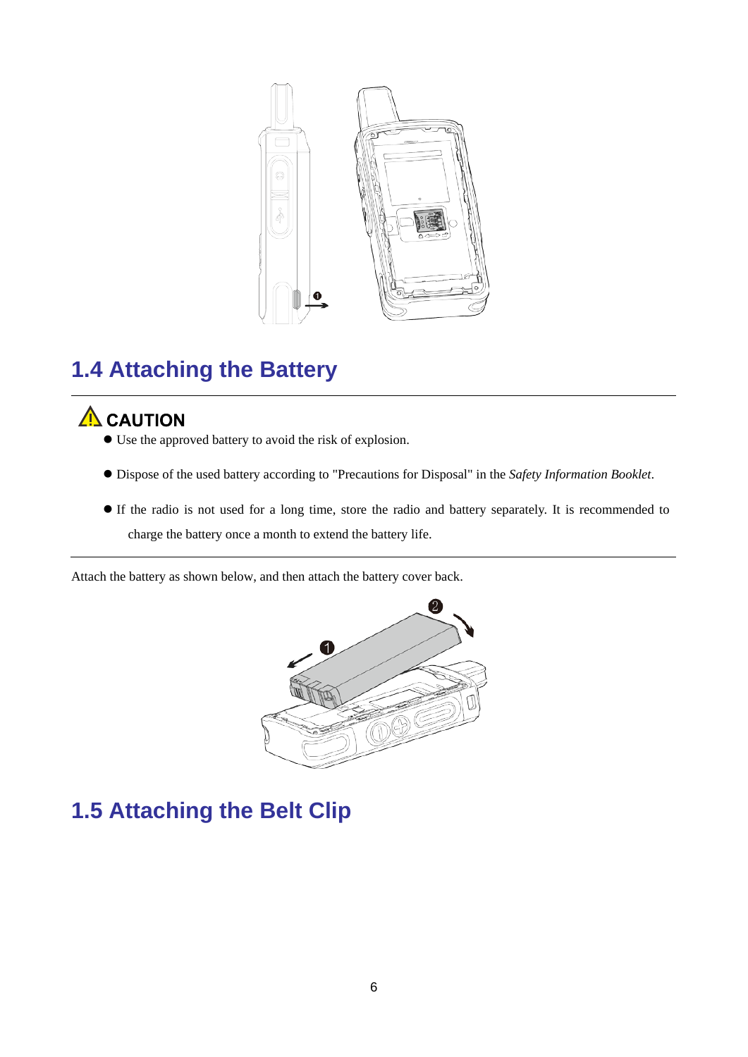## 1.4 Attaching the Battery

**CAUTION**

- Use the approved battery to avoid the risk of explosion.
- Dispose of the used battery according to "Precautions for Disposal" in the *Safety Information Booklet*.
- If the radio is not used for a long time, store the radio and battery separately. It is recommended to charge the battery once a month to extend the battery life.

Attach the battery as shown below, and then attach the battery cover back.

## 1.5 Attaching the Belt Clip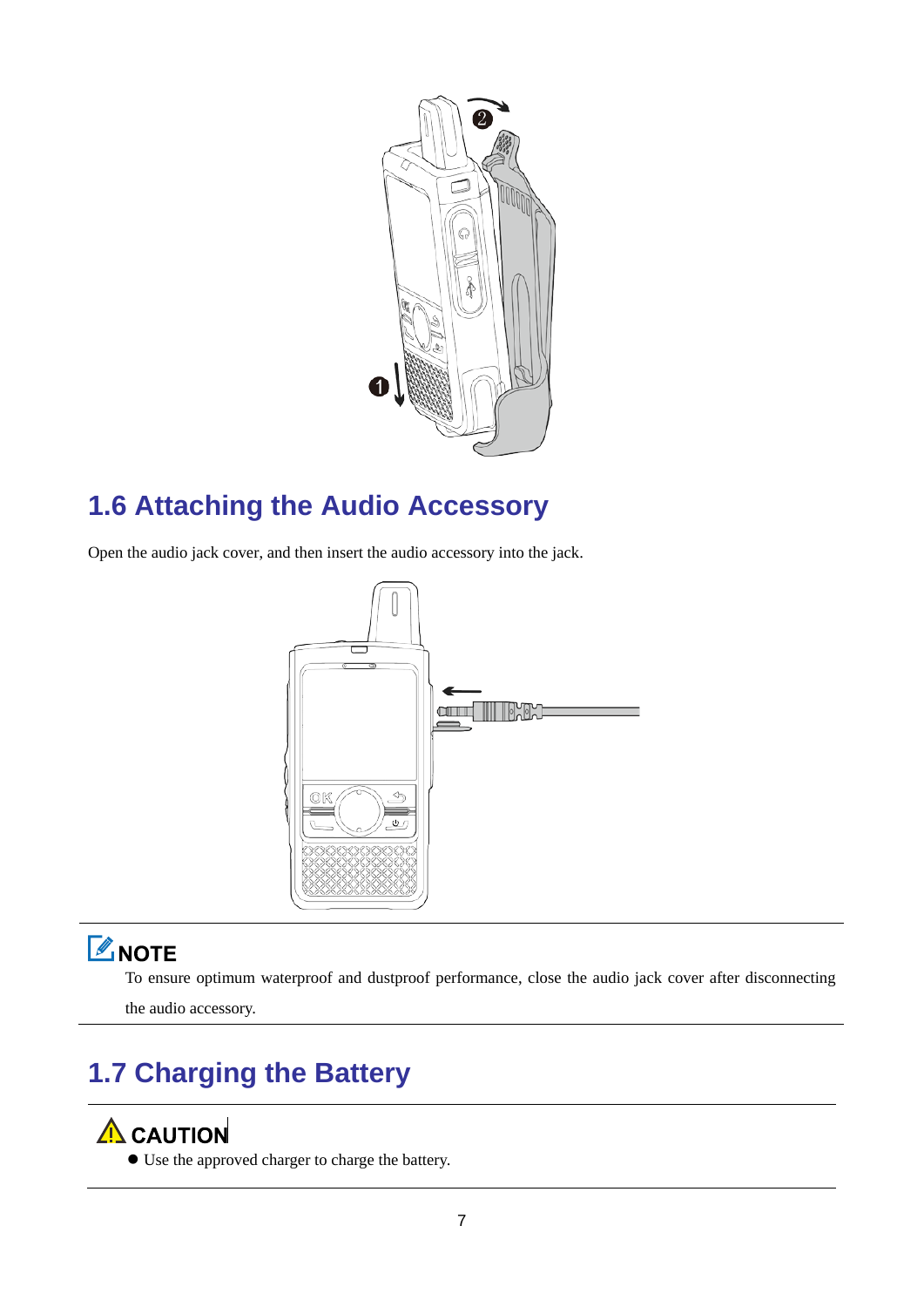## 1.6 Attaching the Audio Accessory

Open the audio jack cover, and then insert the audio accessory into the jack.

**NOTE**

To ensure optimum waterproof and dustproof performance, close the audio jack cover after disconnecting the audio accessory.

## 1.7 Charging the Battery

**CAUTION**

- Use the approved charger to charge the battery.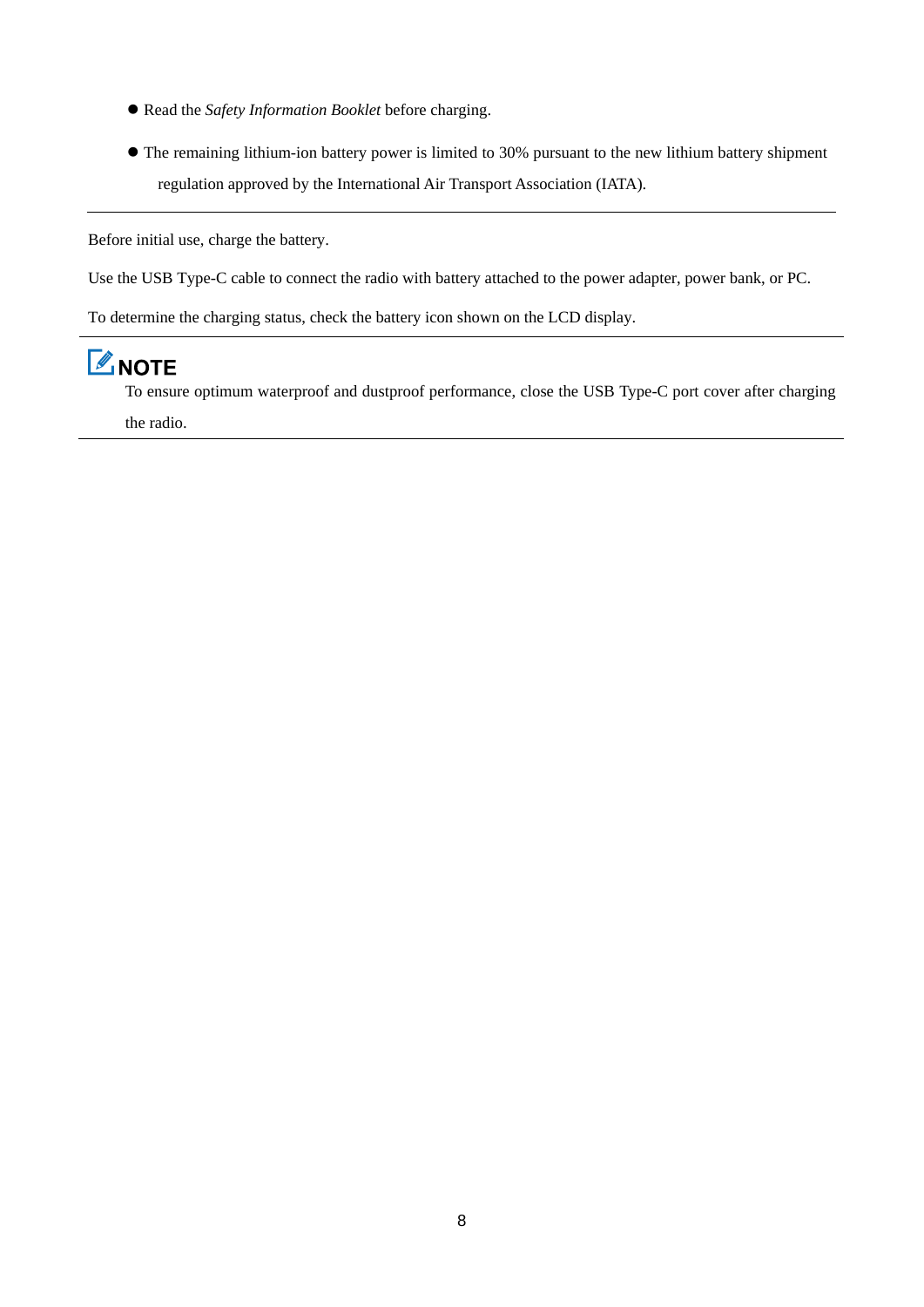- Read the *Safety Information Booklet* before charging.
- The remaining lithium-ion battery power is limited to 30% pursuant to the new lithium battery shipment regulation approved by the International Air Transport Association (IATA).

---

Before initial use, charge the battery.

Use the USB Type-C cable to connect the radio with battery attached to the power adapter, power bank, or PC.

To determine the charging status, check the battery icon shown on the LCD display.

---

**NOTE**

To ensure optimum waterproof and dustproof performance, close the USB Type-C port cover after charging the radio.

---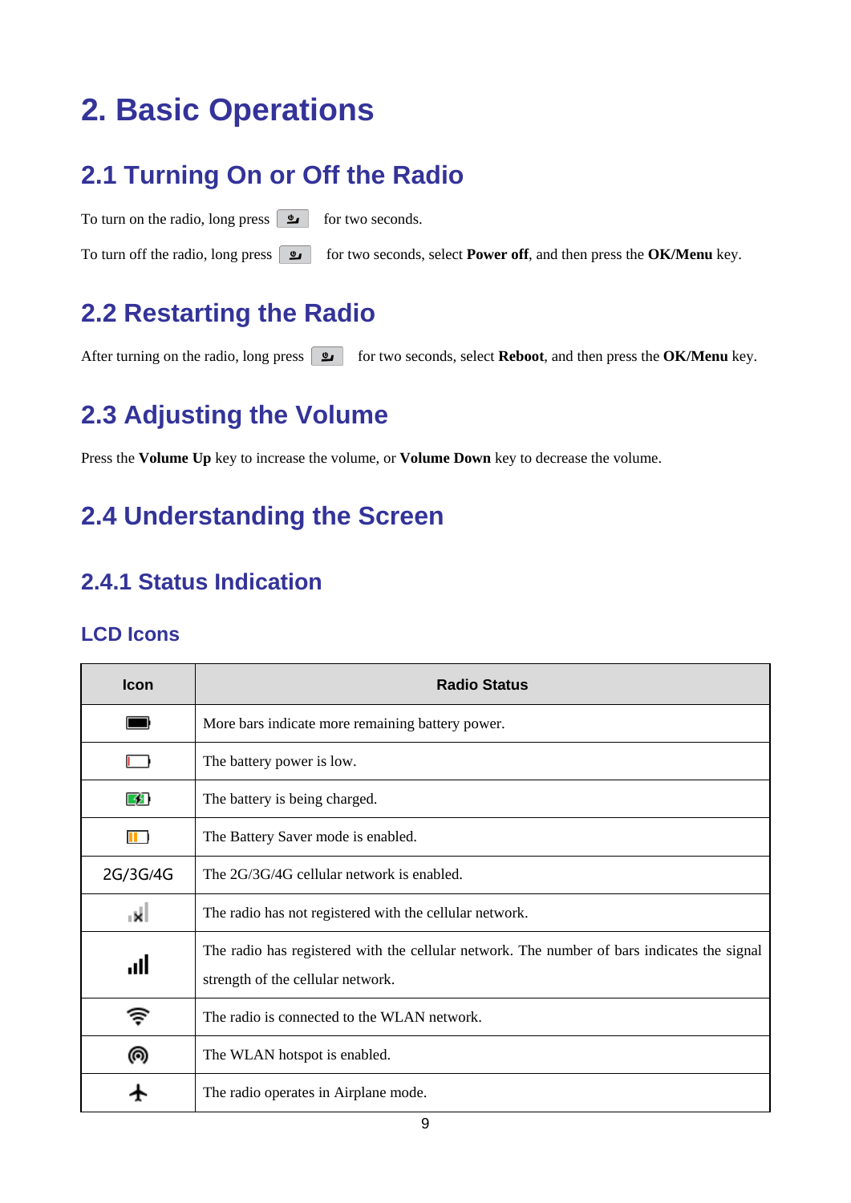# 2. Basic Operations

## 2.1 Turning On or Off the Radio

To turn on the radio, long press  for two seconds.

To turn off the radio, long press  for two seconds, select **Power off**, and then press the **OK/Menu** key.

## 2.2 Restarting the Radio

After turning on the radio, long press  for two seconds, select **Reboot**, and then press the **OK/Menu** key.

## 2.3 Adjusting the Volume

Press the **Volume Up** key to increase the volume, or **Volume Down** key to decrease the volume.

## 2.4 Understanding the Screen

### 2.4.1 Status Indication

#### LCD Icons

| Icon | Radio Status |
|---|---|
| | More bars indicate more remaining battery power. |
| | The battery power is low. |
| | The battery is being charged. |
| | The Battery Saver mode is enabled. |
| 2G/3G/4G | The 2G/3G/4G cellular network is enabled. |
| | The radio has not registered with the cellular network. |
| | The radio has registered with the cellular network. The number of bars indicates the signal strength of the cellular network. |
| | The radio is connected to the WLAN network. |
| | The WLAN hotspot is enabled. |
| | The radio operates in Airplane mode. |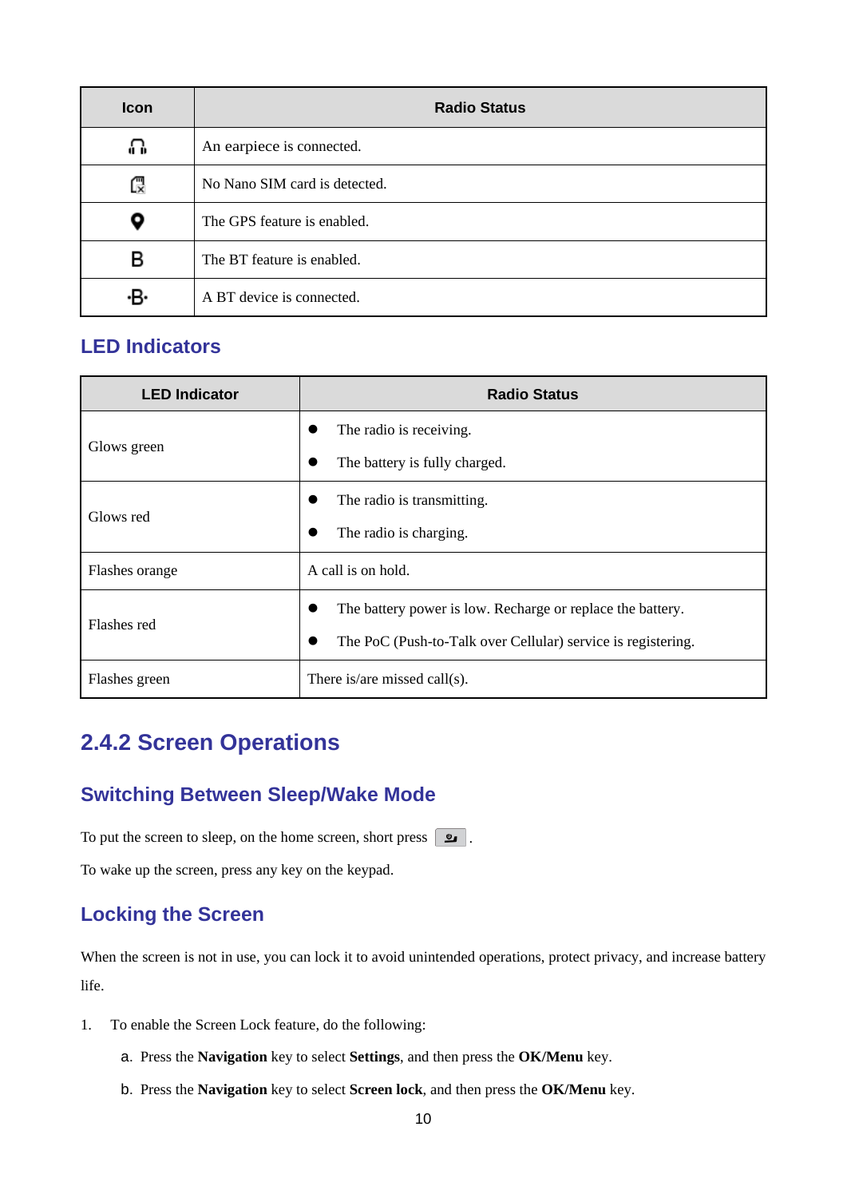| Icon | Radio Status |
| --- | --- |
| 🎧 | An earpiece is connected. |
| 🗙 | No Nano SIM card is detected. |
| 📍 | The GPS feature is enabled. |
| B | The BT feature is enabled. |
| ·B· | A BT device is connected. |

## LED Indicators

| LED Indicator | Radio Status |
| --- | --- |
| Glows green | ● The radio is receiving.<br>● The battery is fully charged. |
| Glows red | ● The radio is transmitting.<br>● The radio is charging. |
| Flashes orange | A call is on hold. |
| Flashes red | ● The battery power is low. Recharge or replace the battery.<br>● The PoC (Push-to-Talk over Cellular) service is registering. |
| Flashes green | There is/are missed call(s). |

# 2.4.2 Screen Operations

## Switching Between Sleep/Wake Mode

To put the screen to sleep, on the home screen, short press [key].

To wake up the screen, press any key on the keypad.

## Locking the Screen

When the screen is not in use, you can lock it to avoid unintended operations, protect privacy, and increase battery life.

1. To enable the Screen Lock feature, do the following:
   a. Press the **Navigation** key to select **Settings**, and then press the **OK/Menu** key.
   b. Press the **Navigation** key to select **Screen lock**, and then press the **OK/Menu** key.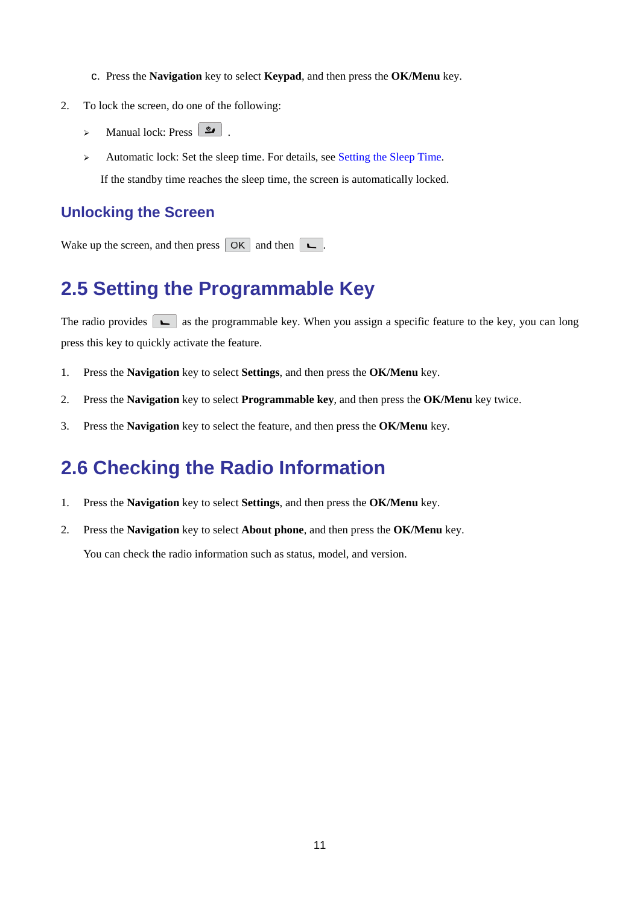c. Press the **Navigation** key to select **Keypad**, and then press the **OK/Menu** key.

2. To lock the screen, do one of the following:

   - Manual lock: Press [key icon] .
   - Automatic lock: Set the sleep time. For details, see Setting the Sleep Time.

     If the standby time reaches the sleep time, the screen is automatically locked.

### Unlocking the Screen

Wake up the screen, and then press OK and then [key icon].

## 2.5 Setting the Programmable Key

The radio provides [key icon] as the programmable key. When you assign a specific feature to the key, you can long press this key to quickly activate the feature.

1. Press the **Navigation** key to select **Settings**, and then press the **OK/Menu** key.
2. Press the **Navigation** key to select **Programmable key**, and then press the **OK/Menu** key twice.
3. Press the **Navigation** key to select the feature, and then press the **OK/Menu** key.

## 2.6 Checking the Radio Information

1. Press the **Navigation** key to select **Settings**, and then press the **OK/Menu** key.
2. Press the **Navigation** key to select **About phone**, and then press the **OK/Menu** key.

   You can check the radio information such as status, model, and version.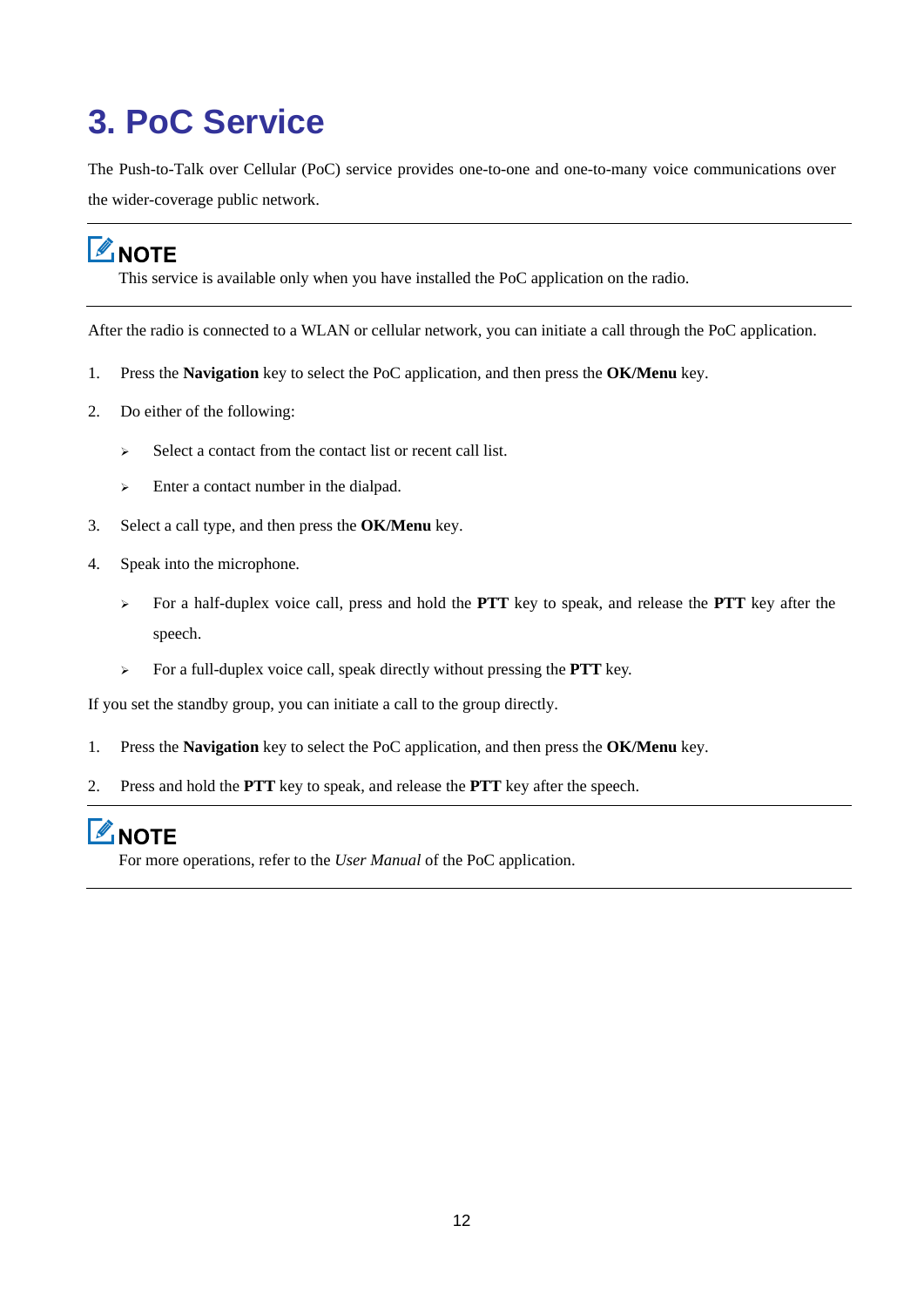# 3. PoC Service

The Push-to-Talk over Cellular (PoC) service provides one-to-one and one-to-many voice communications over the wider-coverage public network.

---

**NOTE**

This service is available only when you have installed the PoC application on the radio.

---

After the radio is connected to a WLAN or cellular network, you can initiate a call through the PoC application.

1. Press the **Navigation** key to select the PoC application, and then press the **OK/Menu** key.
2. Do either of the following:
   - Select a contact from the contact list or recent call list.
   - Enter a contact number in the dialpad.
3. Select a call type, and then press the **OK/Menu** key.
4. Speak into the microphone.
   - For a half-duplex voice call, press and hold the **PTT** key to speak, and release the **PTT** key after the speech.
   - For a full-duplex voice call, speak directly without pressing the **PTT** key.

If you set the standby group, you can initiate a call to the group directly.

1. Press the **Navigation** key to select the PoC application, and then press the **OK/Menu** key.
2. Press and hold the **PTT** key to speak, and release the **PTT** key after the speech.

---

**NOTE**

For more operations, refer to the *User Manual* of the PoC application.

---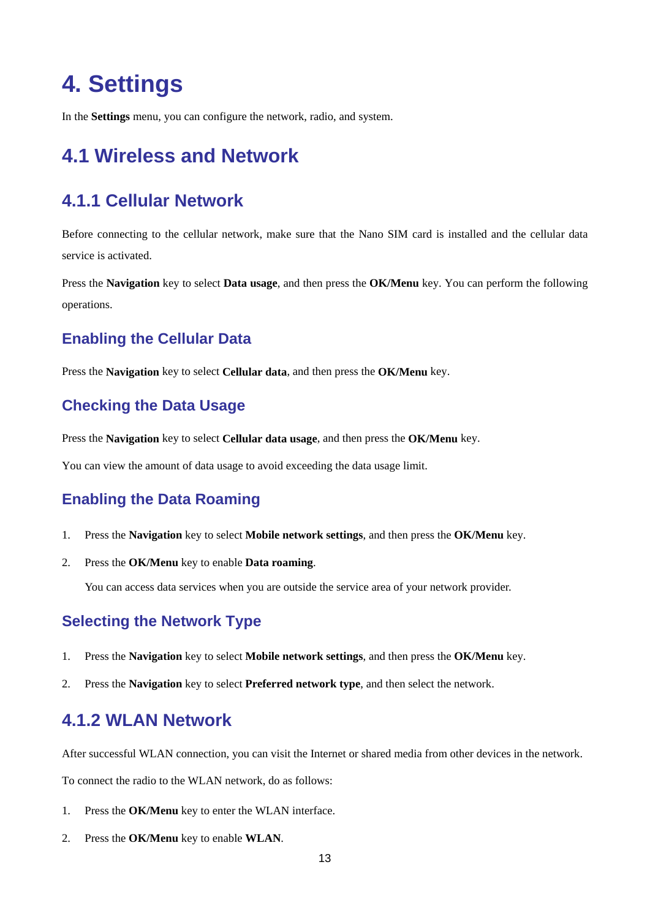# 4. Settings

In the **Settings** menu, you can configure the network, radio, and system.

## 4.1 Wireless and Network

### 4.1.1 Cellular Network

Before connecting to the cellular network, make sure that the Nano SIM card is installed and the cellular data service is activated.

Press the **Navigation** key to select **Data usage**, and then press the **OK/Menu** key. You can perform the following operations.

#### Enabling the Cellular Data

Press the **Navigation** key to select **Cellular data**, and then press the **OK/Menu** key.

#### Checking the Data Usage

Press the **Navigation** key to select **Cellular data usage**, and then press the **OK/Menu** key.

You can view the amount of data usage to avoid exceeding the data usage limit.

#### Enabling the Data Roaming

1. Press the **Navigation** key to select **Mobile network settings**, and then press the **OK/Menu** key.
2. Press the **OK/Menu** key to enable **Data roaming**.

   You can access data services when you are outside the service area of your network provider.

#### Selecting the Network Type

1. Press the **Navigation** key to select **Mobile network settings**, and then press the **OK/Menu** key.
2. Press the **Navigation** key to select **Preferred network type**, and then select the network.

### 4.1.2 WLAN Network

After successful WLAN connection, you can visit the Internet or shared media from other devices in the network.

To connect the radio to the WLAN network, do as follows:

1. Press the **OK/Menu** key to enter the WLAN interface.
2. Press the **OK/Menu** key to enable **WLAN**.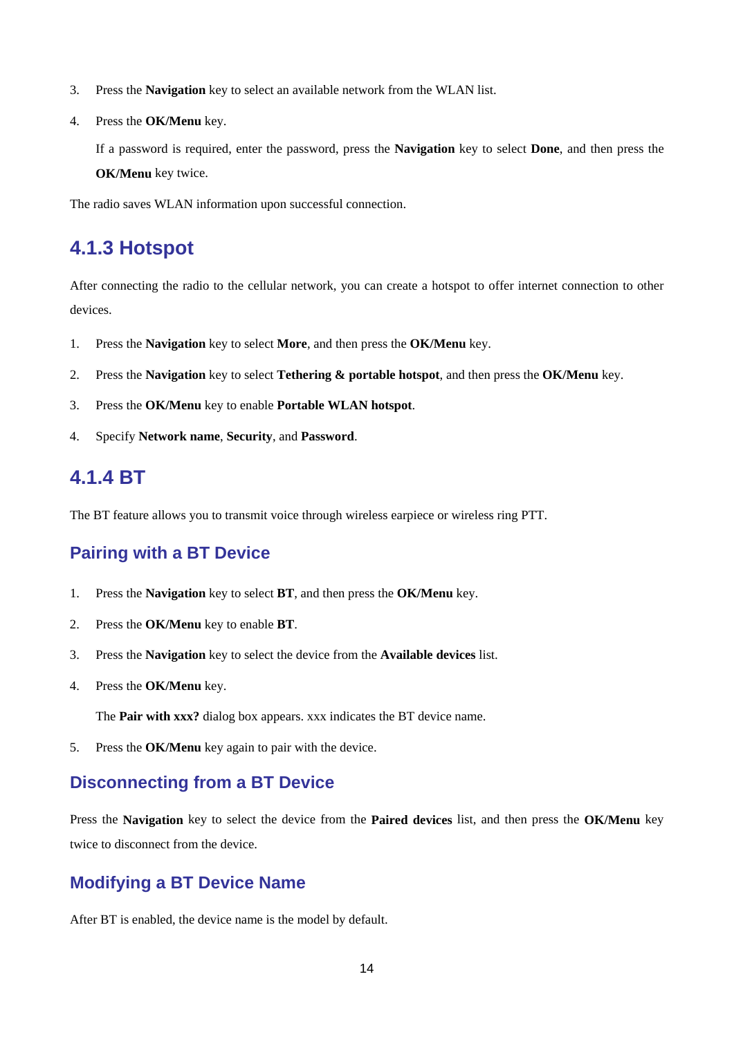3. Press the **Navigation** key to select an available network from the WLAN list.

4. Press the **OK/Menu** key.

   If a password is required, enter the password, press the **Navigation** key to select **Done**, and then press the **OK/Menu** key twice.

The radio saves WLAN information upon successful connection.

### 4.1.3 Hotspot

After connecting the radio to the cellular network, you can create a hotspot to offer internet connection to other devices.

1. Press the **Navigation** key to select **More**, and then press the **OK/Menu** key.

2. Press the **Navigation** key to select **Tethering & portable hotspot**, and then press the **OK/Menu** key.

3. Press the **OK/Menu** key to enable **Portable WLAN hotspot**.

4. Specify **Network name**, **Security**, and **Password**.

### 4.1.4 BT

The BT feature allows you to transmit voice through wireless earpiece or wireless ring PTT.

#### Pairing with a BT Device

1. Press the **Navigation** key to select **BT**, and then press the **OK/Menu** key.

2. Press the **OK/Menu** key to enable **BT**.

3. Press the **Navigation** key to select the device from the **Available devices** list.

4. Press the **OK/Menu** key.

   The **Pair with xxx?** dialog box appears. xxx indicates the BT device name.

5. Press the **OK/Menu** key again to pair with the device.

#### Disconnecting from a BT Device

Press the **Navigation** key to select the device from the **Paired devices** list, and then press the **OK/Menu** key twice to disconnect from the device.

#### Modifying a BT Device Name

After BT is enabled, the device name is the model by default.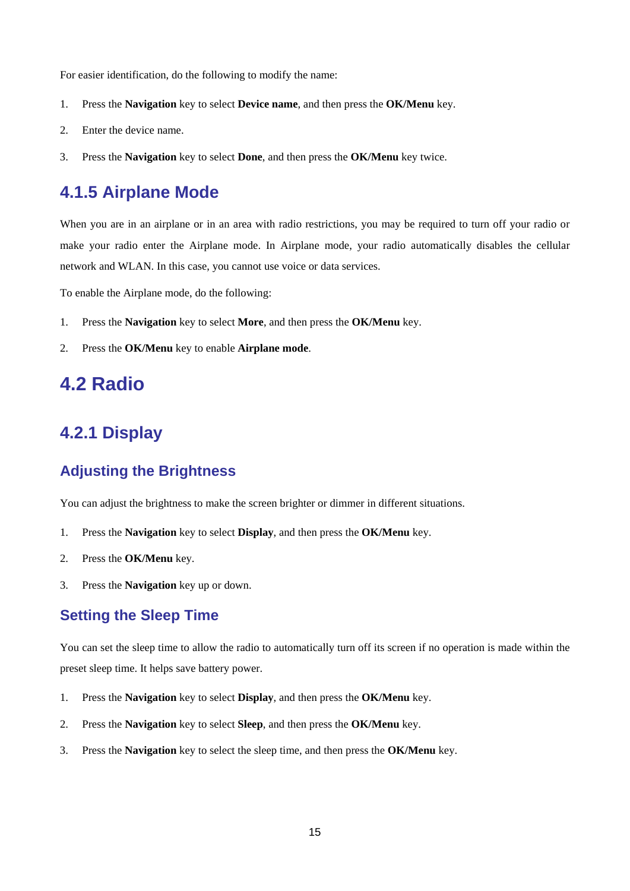For easier identification, do the following to modify the name:

1. Press the **Navigation** key to select **Device name**, and then press the **OK/Menu** key.
2. Enter the device name.
3. Press the **Navigation** key to select **Done**, and then press the **OK/Menu** key twice.

### 4.1.5 Airplane Mode

When you are in an airplane or in an area with radio restrictions, you may be required to turn off your radio or make your radio enter the Airplane mode. In Airplane mode, your radio automatically disables the cellular network and WLAN. In this case, you cannot use voice or data services.

To enable the Airplane mode, do the following:

1. Press the **Navigation** key to select **More**, and then press the **OK/Menu** key.
2. Press the **OK/Menu** key to enable **Airplane mode**.

## 4.2 Radio

### 4.2.1 Display

#### Adjusting the Brightness

You can adjust the brightness to make the screen brighter or dimmer in different situations.

1. Press the **Navigation** key to select **Display**, and then press the **OK/Menu** key.
2. Press the **OK/Menu** key.
3. Press the **Navigation** key up or down.

#### Setting the Sleep Time

You can set the sleep time to allow the radio to automatically turn off its screen if no operation is made within the preset sleep time. It helps save battery power.

1. Press the **Navigation** key to select **Display**, and then press the **OK/Menu** key.
2. Press the **Navigation** key to select **Sleep**, and then press the **OK/Menu** key.
3. Press the **Navigation** key to select the sleep time, and then press the **OK/Menu** key.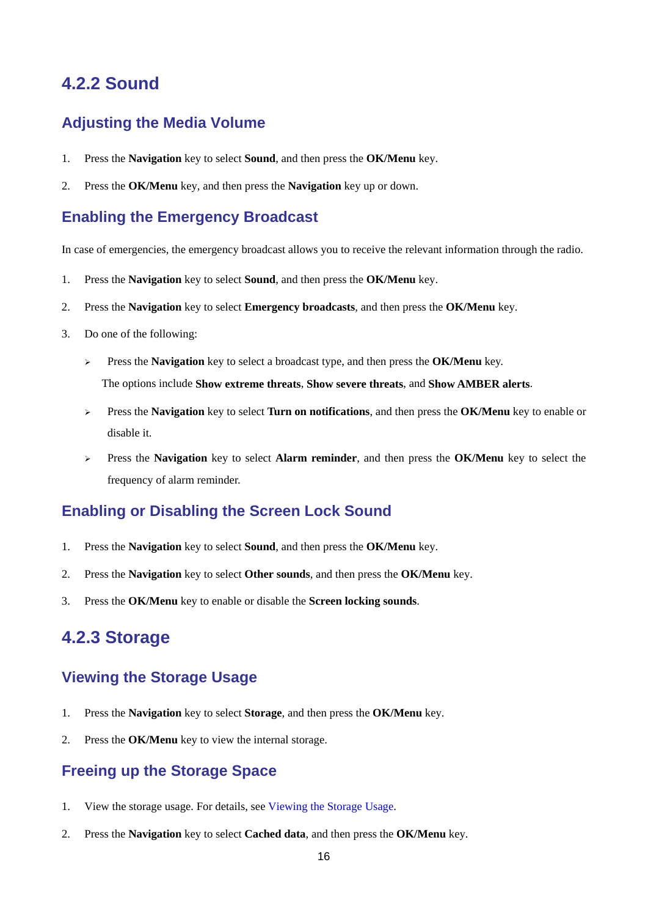### 4.2.2 Sound

#### Adjusting the Media Volume

1. Press the **Navigation** key to select **Sound**, and then press the **OK/Menu** key.
2. Press the **OK/Menu** key, and then press the **Navigation** key up or down.

#### Enabling the Emergency Broadcast

In case of emergencies, the emergency broadcast allows you to receive the relevant information through the radio.

1. Press the **Navigation** key to select **Sound**, and then press the **OK/Menu** key.
2. Press the **Navigation** key to select **Emergency broadcasts**, and then press the **OK/Menu** key.
3. Do one of the following:
   - Press the **Navigation** key to select a broadcast type, and then press the **OK/Menu** key.
     The options include **Show extreme threats**, **Show severe threats**, and **Show AMBER alerts**.
   - Press the **Navigation** key to select **Turn on notifications**, and then press the **OK/Menu** key to enable or disable it.
   - Press the **Navigation** key to select **Alarm reminder**, and then press the **OK/Menu** key to select the frequency of alarm reminder.

#### Enabling or Disabling the Screen Lock Sound

1. Press the **Navigation** key to select **Sound**, and then press the **OK/Menu** key.
2. Press the **Navigation** key to select **Other sounds**, and then press the **OK/Menu** key.
3. Press the **OK/Menu** key to enable or disable the **Screen locking sounds**.

### 4.2.3 Storage

#### Viewing the Storage Usage

1. Press the **Navigation** key to select **Storage**, and then press the **OK/Menu** key.
2. Press the **OK/Menu** key to view the internal storage.

#### Freeing up the Storage Space

1. View the storage usage. For details, see Viewing the Storage Usage.
2. Press the **Navigation** key to select **Cached data**, and then press the **OK/Menu** key.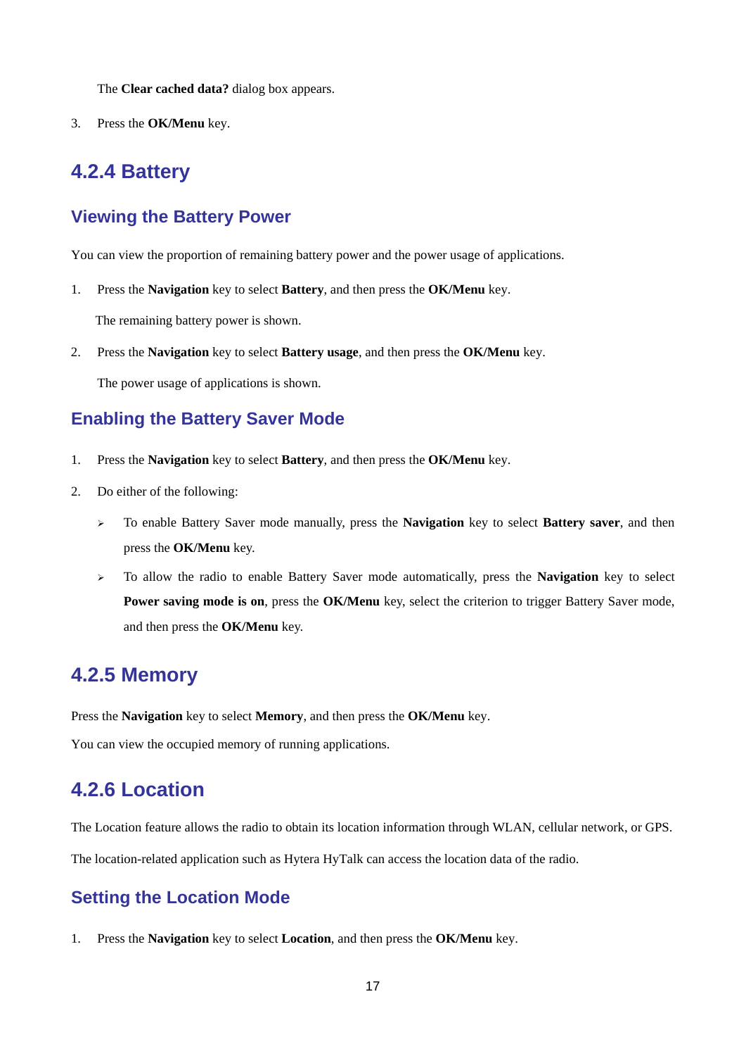The **Clear cached data?** dialog box appears.

3. Press the **OK/Menu** key.

## 4.2.4 Battery

### Viewing the Battery Power

You can view the proportion of remaining battery power and the power usage of applications.

1. Press the **Navigation** key to select **Battery**, and then press the **OK/Menu** key.

   The remaining battery power is shown.

2. Press the **Navigation** key to select **Battery usage**, and then press the **OK/Menu** key.

   The power usage of applications is shown.

### Enabling the Battery Saver Mode

1. Press the **Navigation** key to select **Battery**, and then press the **OK/Menu** key.
2. Do either of the following:
   - To enable Battery Saver mode manually, press the **Navigation** key to select **Battery saver**, and then press the **OK/Menu** key.
   - To allow the radio to enable Battery Saver mode automatically, press the **Navigation** key to select **Power saving mode is on**, press the **OK/Menu** key, select the criterion to trigger Battery Saver mode, and then press the **OK/Menu** key.

## 4.2.5 Memory

Press the **Navigation** key to select **Memory**, and then press the **OK/Menu** key.

You can view the occupied memory of running applications.

## 4.2.6 Location

The Location feature allows the radio to obtain its location information through WLAN, cellular network, or GPS.

The location-related application such as Hytera HyTalk can access the location data of the radio.

### Setting the Location Mode

1. Press the **Navigation** key to select **Location**, and then press the **OK/Menu** key.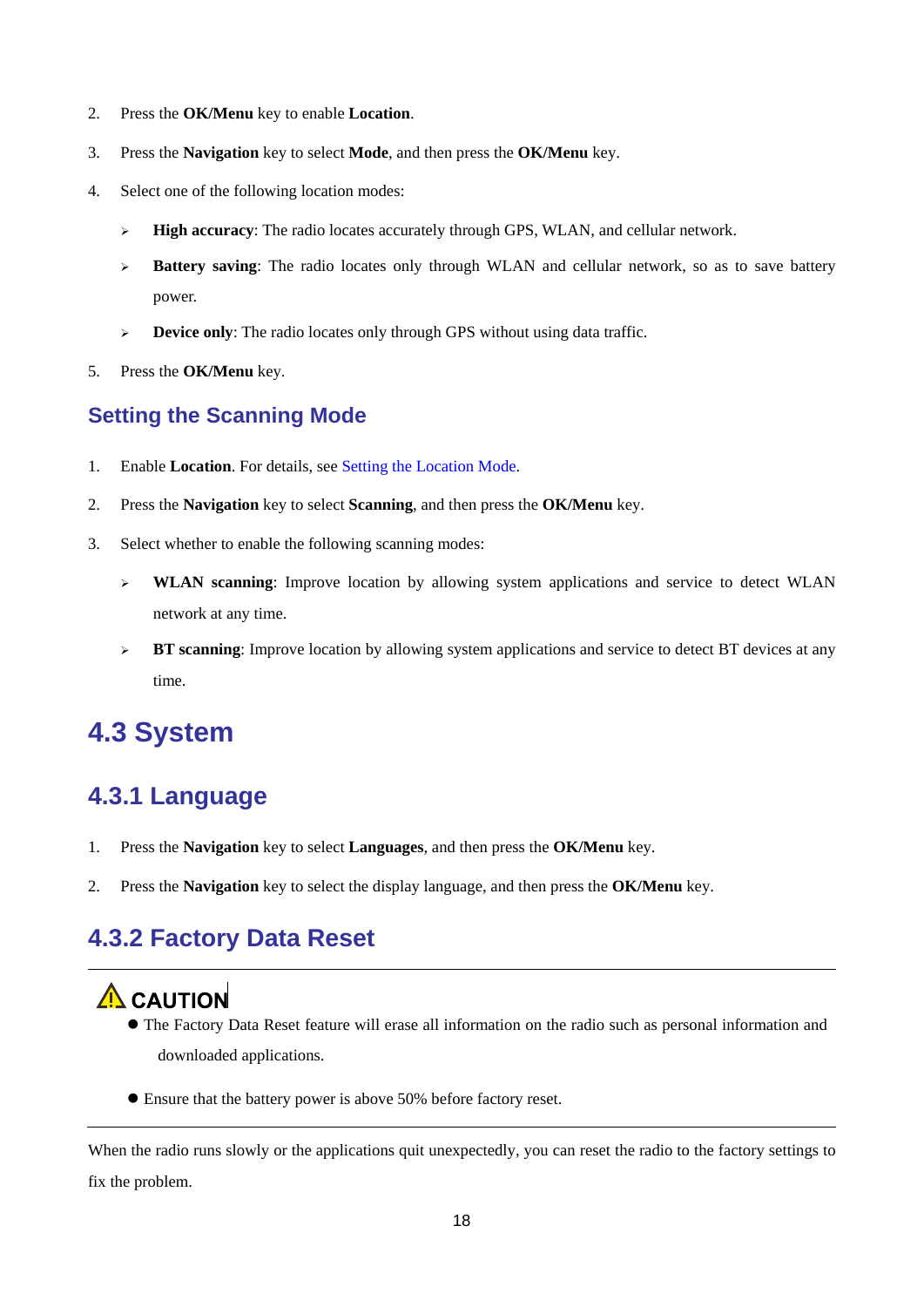2. Press the **OK/Menu** key to enable **Location**.
3. Press the **Navigation** key to select **Mode**, and then press the **OK/Menu** key.
4. Select one of the following location modes:
    - **High accuracy**: The radio locates accurately through GPS, WLAN, and cellular network.
    - **Battery saving**: The radio locates only through WLAN and cellular network, so as to save battery power.
    - **Device only**: The radio locates only through GPS without using data traffic.
5. Press the **OK/Menu** key.

### Setting the Scanning Mode

1. Enable **Location**. For details, see Setting the Location Mode.
2. Press the **Navigation** key to select **Scanning**, and then press the **OK/Menu** key.
3. Select whether to enable the following scanning modes:
    - **WLAN scanning**: Improve location by allowing system applications and service to detect WLAN network at any time.
    - **BT scanning**: Improve location by allowing system applications and service to detect BT devices at any time.

# 4.3 System

## 4.3.1 Language

1. Press the **Navigation** key to select **Languages**, and then press the **OK/Menu** key.
2. Press the **Navigation** key to select the display language, and then press the **OK/Menu** key.

## 4.3.2 Factory Data Reset

**CAUTION**

- The Factory Data Reset feature will erase all information on the radio such as personal information and downloaded applications.
- Ensure that the battery power is above 50% before factory reset.

When the radio runs slowly or the applications quit unexpectedly, you can reset the radio to the factory settings to fix the problem.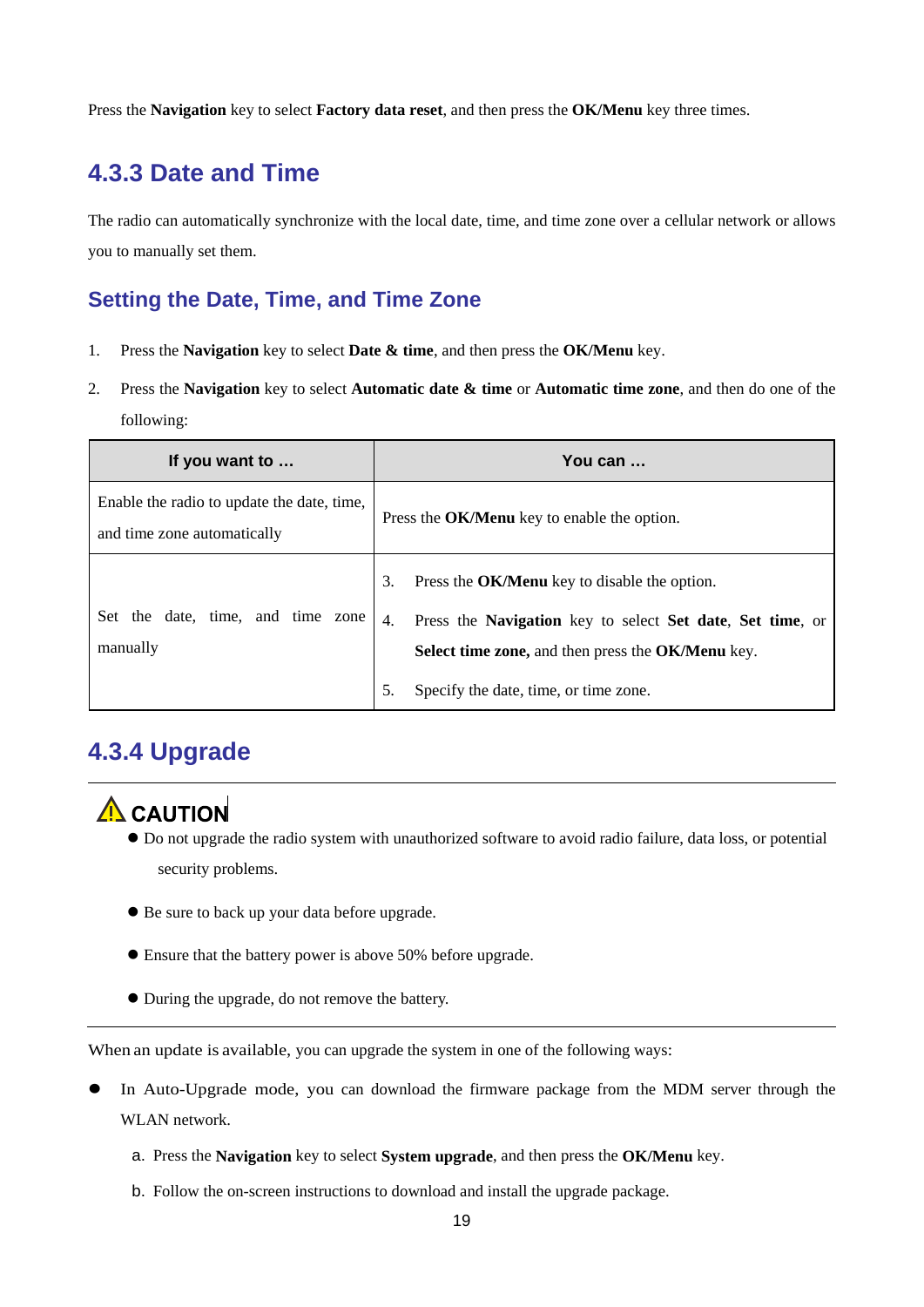Press the **Navigation** key to select **Factory data reset**, and then press the **OK/Menu** key three times.

## 4.3.3 Date and Time

The radio can automatically synchronize with the local date, time, and time zone over a cellular network or allows you to manually set them.

### Setting the Date, Time, and Time Zone

1. Press the **Navigation** key to select **Date & time**, and then press the **OK/Menu** key.
2. Press the **Navigation** key to select **Automatic date & time** or **Automatic time zone**, and then do one of the following:

| If you want to … | You can … |
|---|---|
| Enable the radio to update the date, time, and time zone automatically | Press the **OK/Menu** key to enable the option. |
| Set the date, time, and time zone manually | 3. Press the **OK/Menu** key to disable the option.<br>4. Press the **Navigation** key to select **Set date**, **Set time**, or **Select time zone,** and then press the **OK/Menu** key.<br>5. Specify the date, time, or time zone. |

## 4.3.4 Upgrade

**CAUTION**

- Do not upgrade the radio system with unauthorized software to avoid radio failure, data loss, or potential security problems.
- Be sure to back up your data before upgrade.
- Ensure that the battery power is above 50% before upgrade.
- During the upgrade, do not remove the battery.

When an update is available, you can upgrade the system in one of the following ways:

- In Auto-Upgrade mode, you can download the firmware package from the MDM server through the WLAN network.
  a. Press the **Navigation** key to select **System upgrade**, and then press the **OK/Menu** key.
  b. Follow the on-screen instructions to download and install the upgrade package.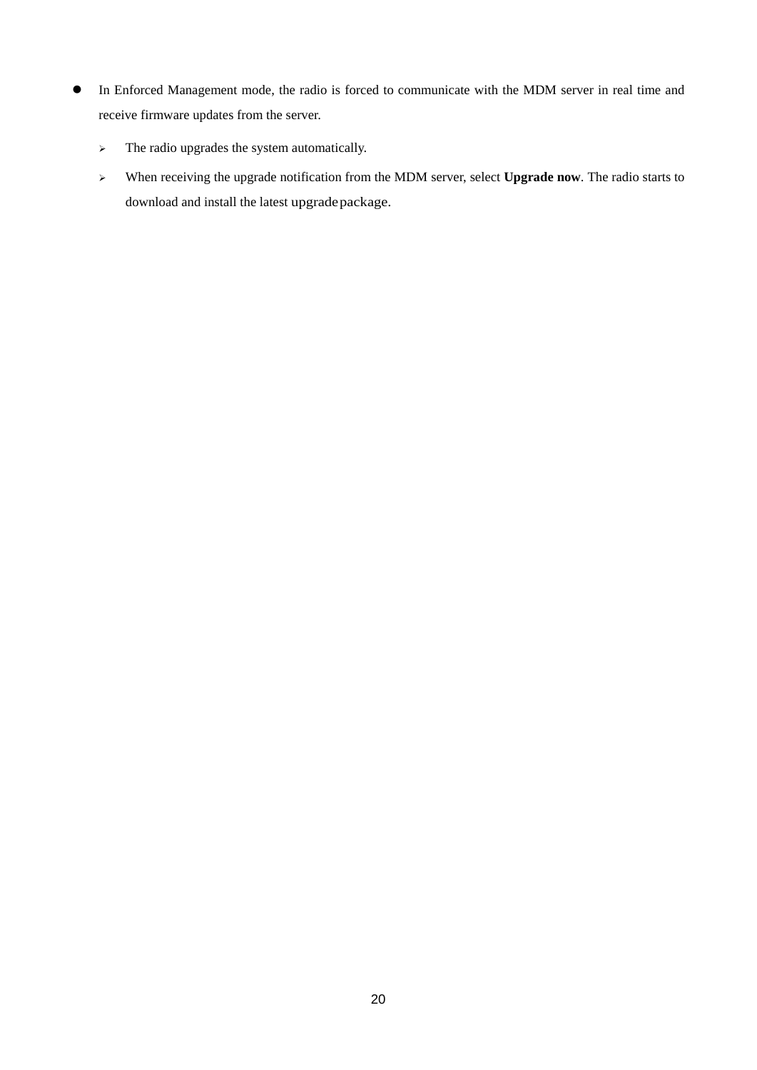- In Enforced Management mode, the radio is forced to communicate with the MDM server in real time and receive firmware updates from the server.
  - The radio upgrades the system automatically.
  - When receiving the upgrade notification from the MDM server, select **Upgrade now**. The radio starts to download and install the latest upgrade package.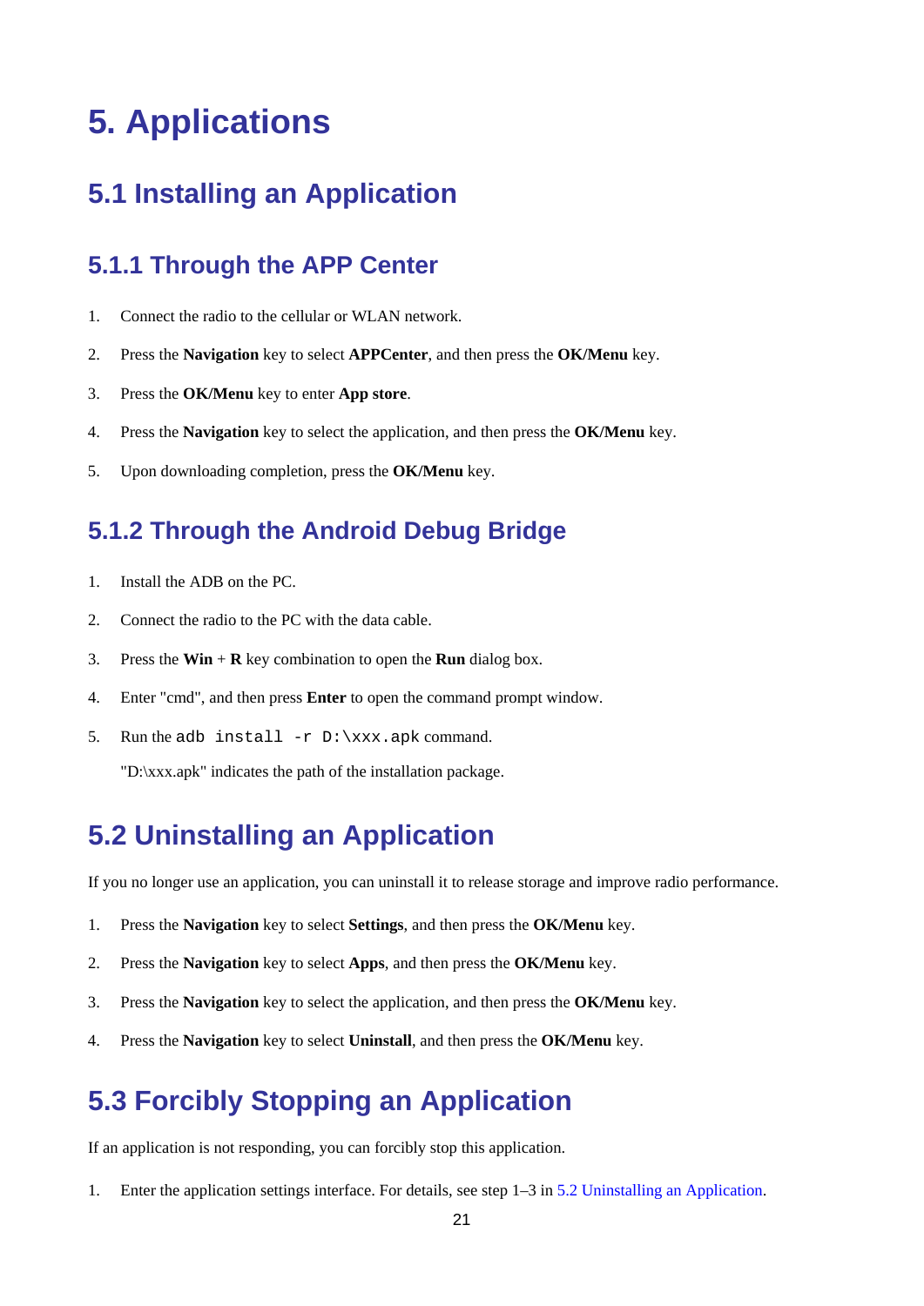# 5. Applications

## 5.1 Installing an Application

### 5.1.1 Through the APP Center

1. Connect the radio to the cellular or WLAN network.
2. Press the **Navigation** key to select **APPCenter**, and then press the **OK/Menu** key.
3. Press the **OK/Menu** key to enter **App store**.
4. Press the **Navigation** key to select the application, and then press the **OK/Menu** key.
5. Upon downloading completion, press the **OK/Menu** key.

### 5.1.2 Through the Android Debug Bridge

1. Install the ADB on the PC.
2. Connect the radio to the PC with the data cable.
3. Press the **Win** + **R** key combination to open the **Run** dialog box.
4. Enter "cmd", and then press **Enter** to open the command prompt window.
5. Run the `adb install -r D:\xxx.apk` command.

   "D:\xxx.apk" indicates the path of the installation package.

## 5.2 Uninstalling an Application

If you no longer use an application, you can uninstall it to release storage and improve radio performance.

1. Press the **Navigation** key to select **Settings**, and then press the **OK/Menu** key.
2. Press the **Navigation** key to select **Apps**, and then press the **OK/Menu** key.
3. Press the **Navigation** key to select the application, and then press the **OK/Menu** key.
4. Press the **Navigation** key to select **Uninstall**, and then press the **OK/Menu** key.

## 5.3 Forcibly Stopping an Application

If an application is not responding, you can forcibly stop this application.

1. Enter the application settings interface. For details, see step 1–3 in 5.2 Uninstalling an Application.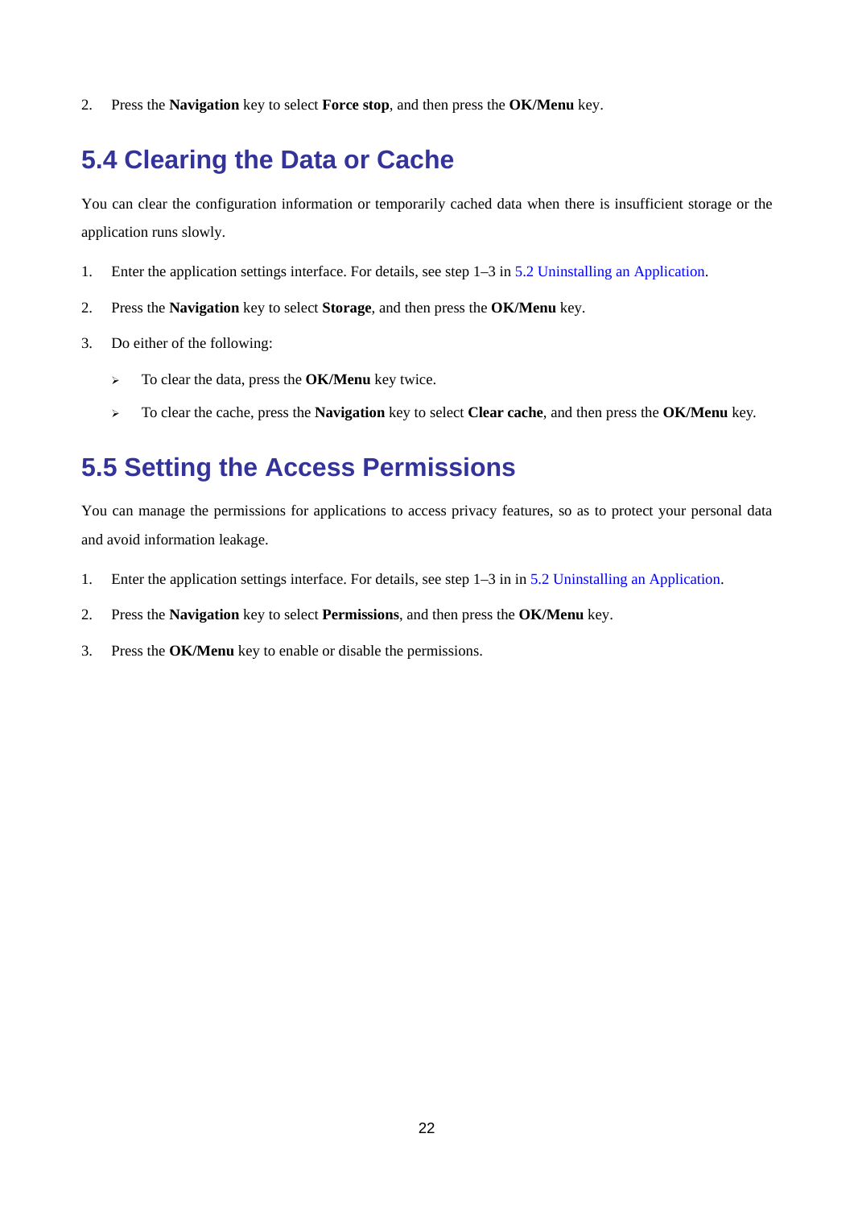2. Press the **Navigation** key to select **Force stop**, and then press the **OK/Menu** key.

## 5.4 Clearing the Data or Cache

You can clear the configuration information or temporarily cached data when there is insufficient storage or the application runs slowly.

1. Enter the application settings interface. For details, see step 1–3 in 5.2 Uninstalling an Application.
2. Press the **Navigation** key to select **Storage**, and then press the **OK/Menu** key.
3. Do either of the following:
   - To clear the data, press the **OK/Menu** key twice.
   - To clear the cache, press the **Navigation** key to select **Clear cache**, and then press the **OK/Menu** key.

## 5.5 Setting the Access Permissions

You can manage the permissions for applications to access privacy features, so as to protect your personal data and avoid information leakage.

1. Enter the application settings interface. For details, see step 1–3 in in 5.2 Uninstalling an Application.
2. Press the **Navigation** key to select **Permissions**, and then press the **OK/Menu** key.
3. Press the **OK/Menu** key to enable or disable the permissions.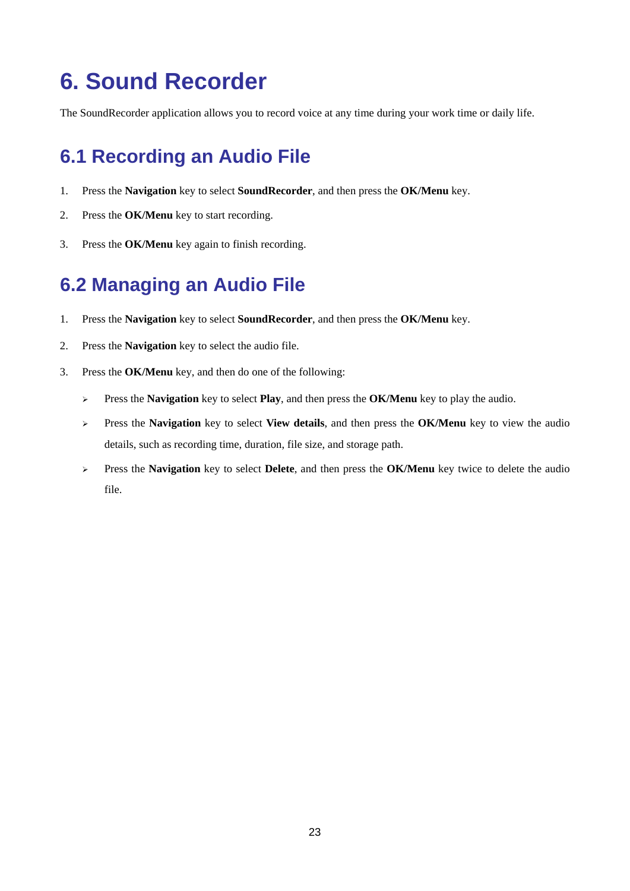# 6. Sound Recorder

The SoundRecorder application allows you to record voice at any time during your work time or daily life.

## 6.1 Recording an Audio File

1. Press the **Navigation** key to select **SoundRecorder**, and then press the **OK/Menu** key.
2. Press the **OK/Menu** key to start recording.
3. Press the **OK/Menu** key again to finish recording.

## 6.2 Managing an Audio File

1. Press the **Navigation** key to select **SoundRecorder**, and then press the **OK/Menu** key.
2. Press the **Navigation** key to select the audio file.
3. Press the **OK/Menu** key, and then do one of the following:
   - Press the **Navigation** key to select **Play**, and then press the **OK/Menu** key to play the audio.
   - Press the **Navigation** key to select **View details**, and then press the **OK/Menu** key to view the audio details, such as recording time, duration, file size, and storage path.
   - Press the **Navigation** key to select **Delete**, and then press the **OK/Menu** key twice to delete the audio file.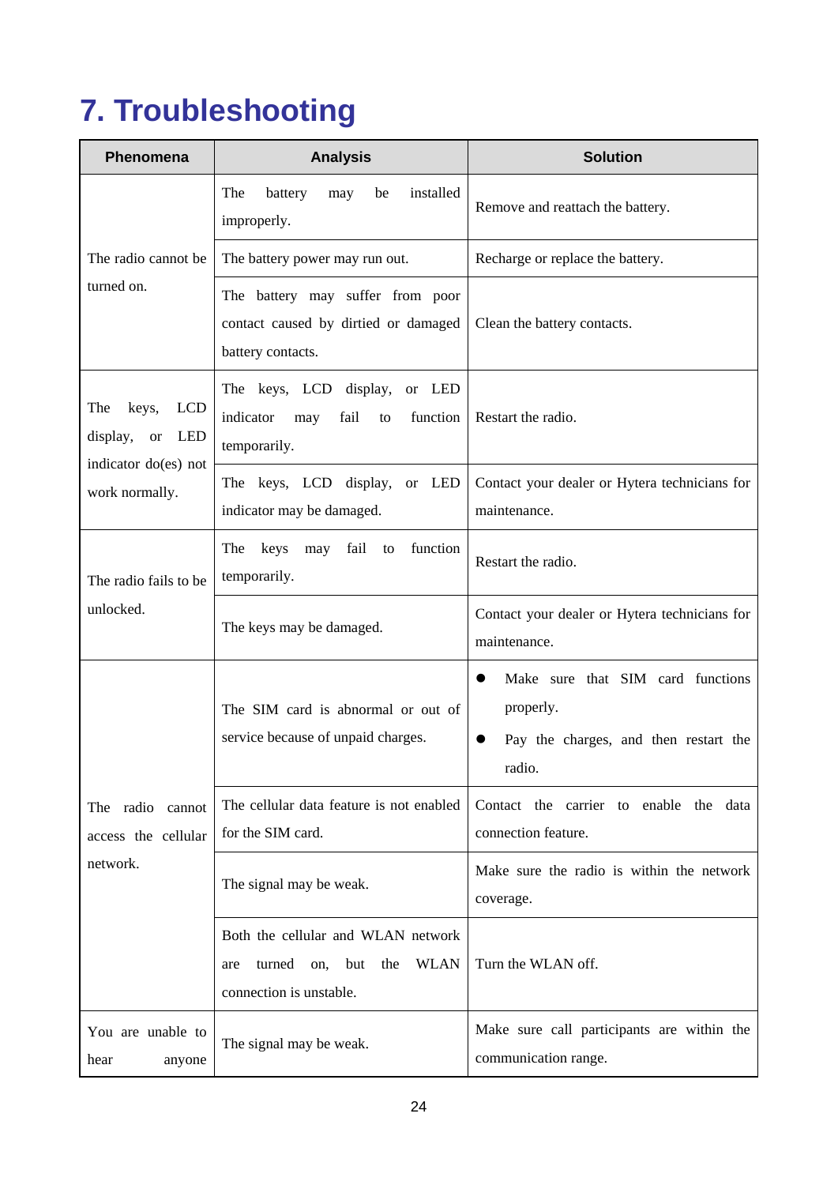# 7. Troubleshooting

| Phenomena | Analysis | Solution |
| --- | --- | --- |
| The radio cannot be turned on. | The battery may be installed improperly. | Remove and reattach the battery. |
| | The battery power may run out. | Recharge or replace the battery. |
| | The battery may suffer from poor contact caused by dirtied or damaged battery contacts. | Clean the battery contacts. |
| The keys, LCD display, or LED indicator do(es) not work normally. | The keys, LCD display, or LED indicator may fail to function temporarily. | Restart the radio. |
| | The keys, LCD display, or LED indicator may be damaged. | Contact your dealer or Hytera technicians for maintenance. |
| The radio fails to be unlocked. | The keys may fail to function temporarily. | Restart the radio. |
| | The keys may be damaged. | Contact your dealer or Hytera technicians for maintenance. |
| The radio cannot access the cellular network. | The SIM card is abnormal or out of service because of unpaid charges. | ● Make sure that SIM card functions properly.<br>● Pay the charges, and then restart the radio. |
| | The cellular data feature is not enabled for the SIM card. | Contact the carrier to enable the data connection feature. |
| | The signal may be weak. | Make sure the radio is within the network coverage. |
| | Both the cellular and WLAN network are turned on, but the WLAN connection is unstable. | Turn the WLAN off. |
| You are unable to hear anyone | The signal may be weak. | Make sure call participants are within the communication range. |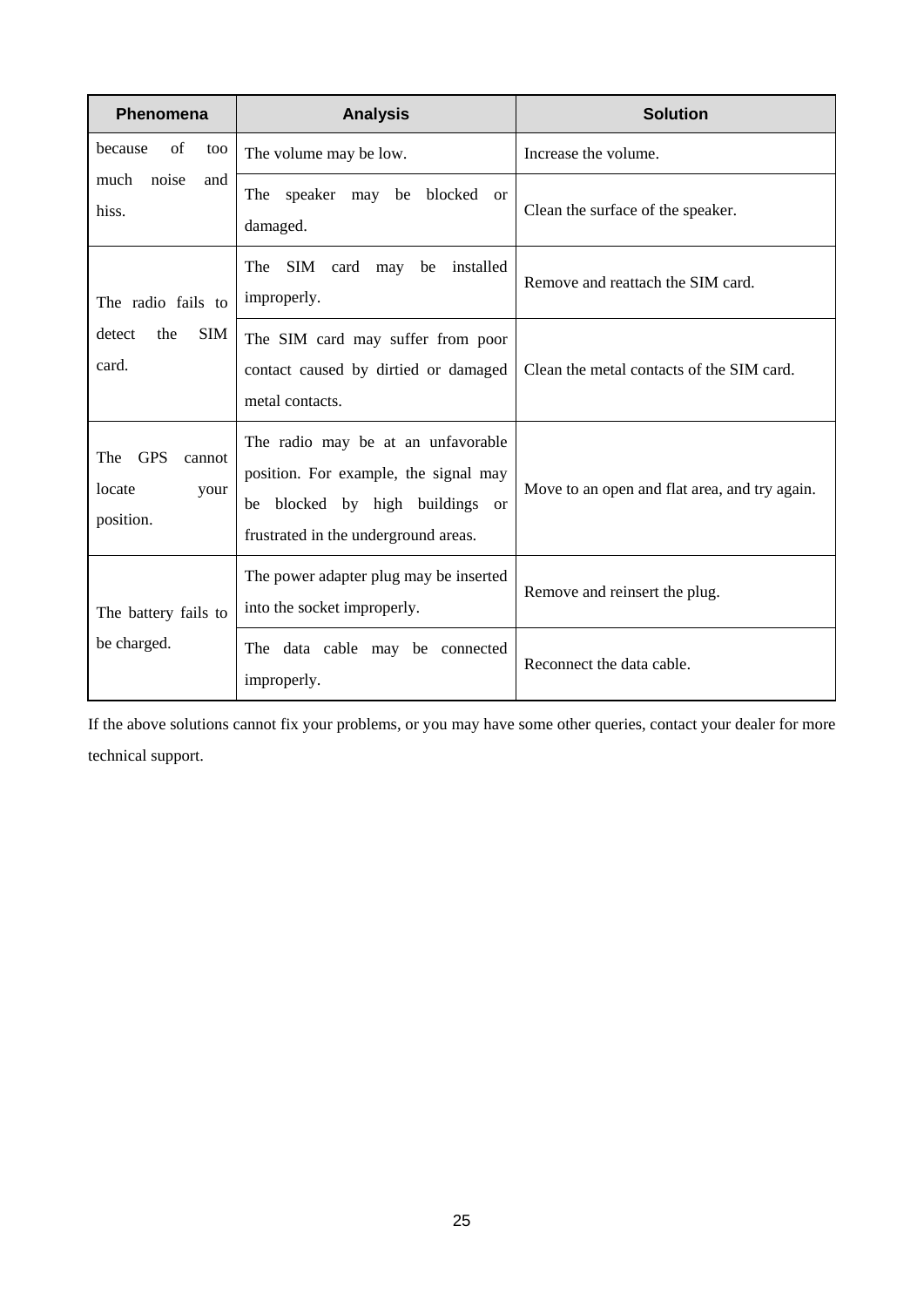| Phenomena | Analysis | Solution |
|---|---|---|
| because of too much noise and hiss. | The volume may be low. | Increase the volume. |
| | The speaker may be blocked or damaged. | Clean the surface of the speaker. |
| The radio fails to detect the SIM card. | The SIM card may be installed improperly. | Remove and reattach the SIM card. |
| | The SIM card may suffer from poor contact caused by dirtied or damaged metal contacts. | Clean the metal contacts of the SIM card. |
| The GPS cannot locate your position. | The radio may be at an unfavorable position. For example, the signal may be blocked by high buildings or frustrated in the underground areas. | Move to an open and flat area, and try again. |
| The battery fails to be charged. | The power adapter plug may be inserted into the socket improperly. | Remove and reinsert the plug. |
| | The data cable may be connected improperly. | Reconnect the data cable. |

If the above solutions cannot fix your problems, or you may have some other queries, contact your dealer for more technical support.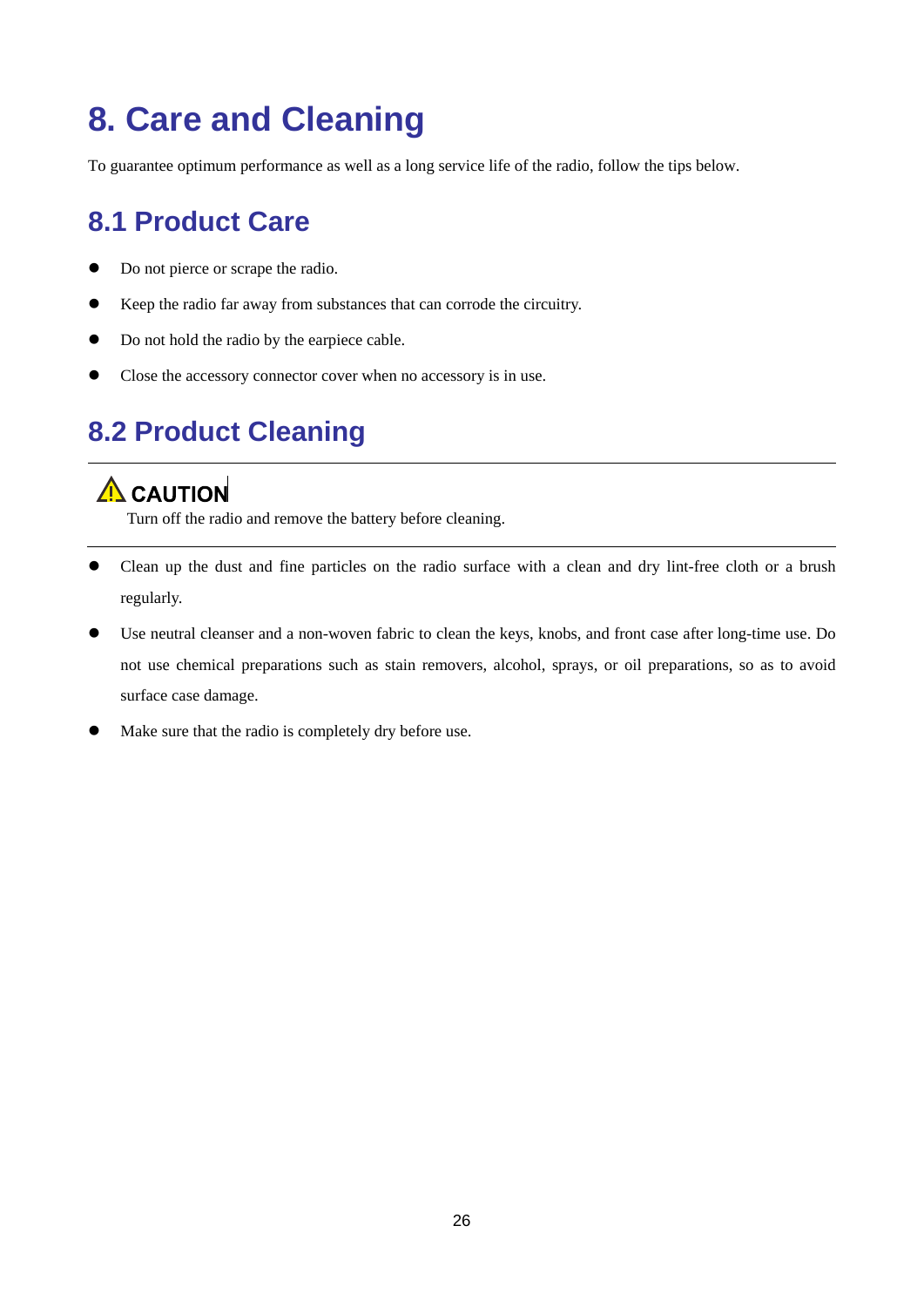# 8. Care and Cleaning

To guarantee optimum performance as well as a long service life of the radio, follow the tips below.

## 8.1 Product Care

- Do not pierce or scrape the radio.
- Keep the radio far away from substances that can corrode the circuitry.
- Do not hold the radio by the earpiece cable.
- Close the accessory connector cover when no accessory is in use.

## 8.2 Product Cleaning

---

⚠ **CAUTION**

Turn off the radio and remove the battery before cleaning.

---

- Clean up the dust and fine particles on the radio surface with a clean and dry lint-free cloth or a brush regularly.
- Use neutral cleanser and a non-woven fabric to clean the keys, knobs, and front case after long-time use. Do not use chemical preparations such as stain removers, alcohol, sprays, or oil preparations, so as to avoid surface case damage.
- Make sure that the radio is completely dry before use.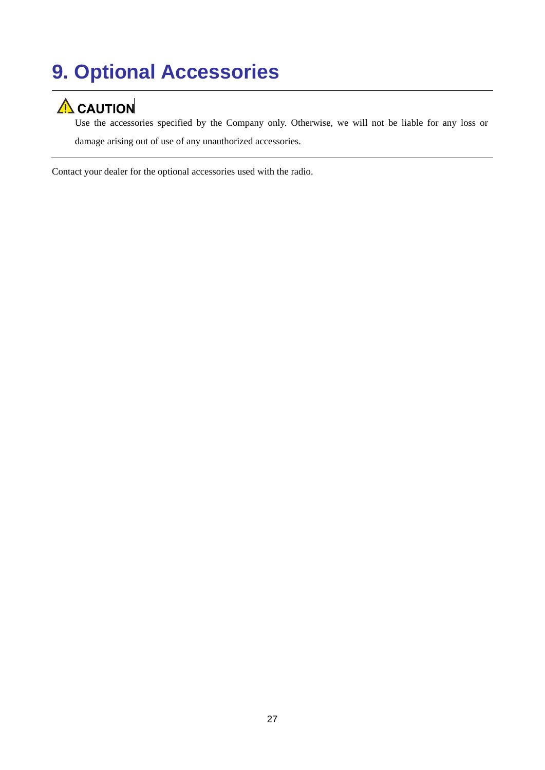# 9. Optional Accessories

---

**⚠ CAUTION**

Use the accessories specified by the Company only. Otherwise, we will not be liable for any loss or damage arising out of use of any unauthorized accessories.

---

Contact your dealer for the optional accessories used with the radio.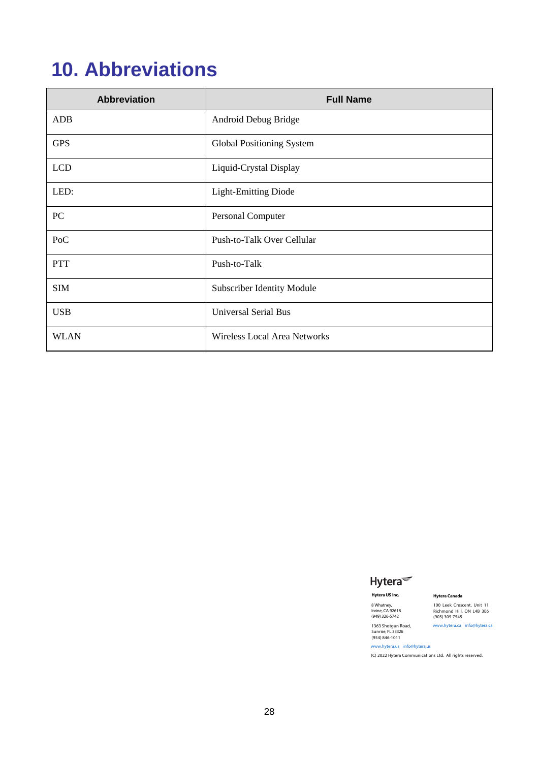# 10. Abbreviations

| Abbreviation | Full Name |
|---|---|
| ADB | Android Debug Bridge |
| GPS | Global Positioning System |
| LCD | Liquid-Crystal Display |
| LED: | Light-Emitting Diode |
| PC | Personal Computer |
| PoC | Push-to-Talk Over Cellular |
| PTT | Push-to-Talk |
| SIM | Subscriber Identity Module |
| USB | Universal Serial Bus |
| WLAN | Wireless Local Area Networks |

Hytera

**Hytera US Inc.**

8 Whatney,
Irvine, CA 92618
(949) 326-5742

1363 Shotgun Road,
Sunrise, FL 33326
(954) 846-1011

www.hytera.us info@hytera.us

**Hytera Canada**

100 Leek Crescent, Unit 11
Richmond Hill, ON L4B 3E6
(905) 305-7545

www.hytera.ca info@hytera.ca

(C) 2022 Hytera Communications Ltd. All rights reserved.